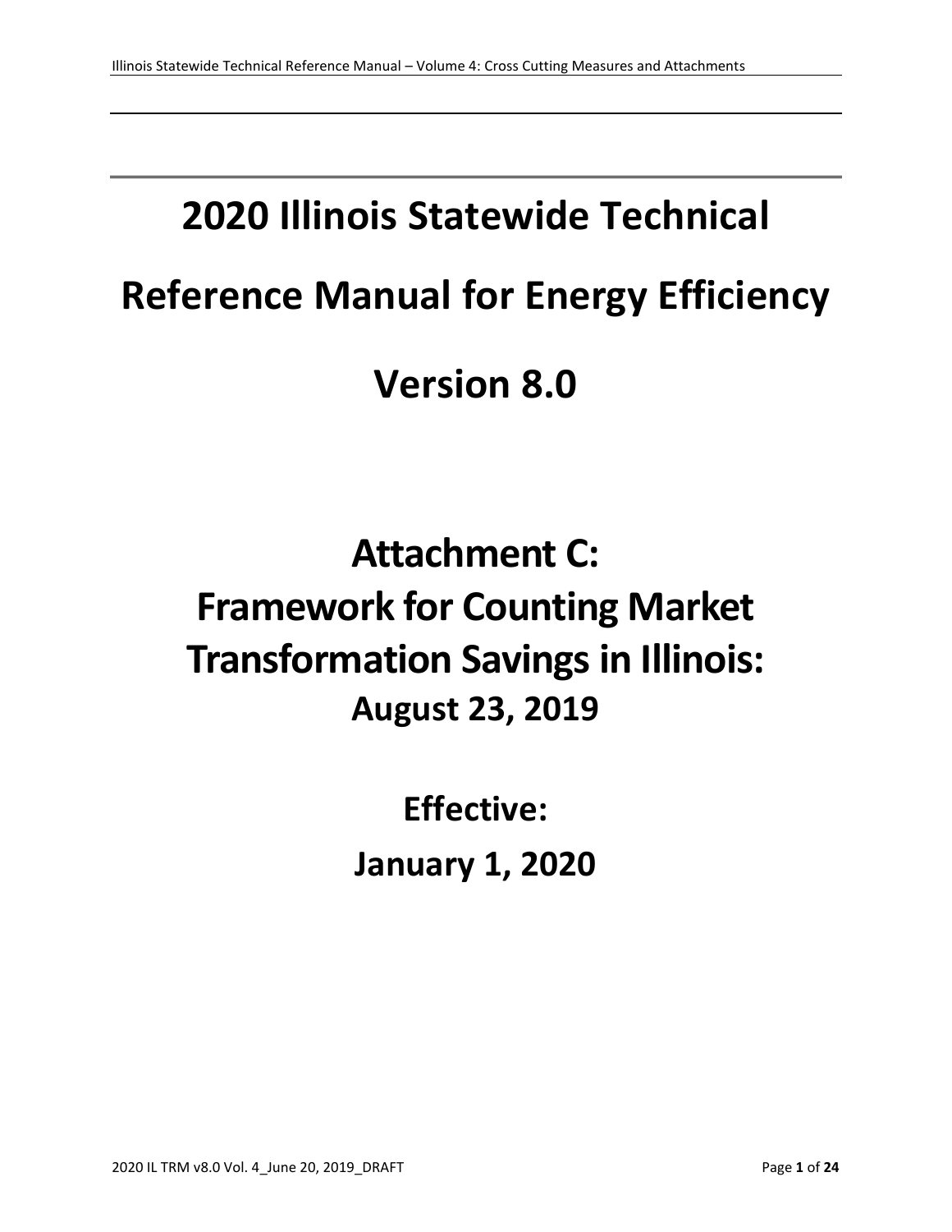# 2020 Illinois Statewide Technical Reference Manual for Energy Efficiency

# Version 8.0

# Attachment C:
# Framework for Counting Market Transformation Savings in Illinois:

## August 23, 2019

## Effective:

## January 1, 2020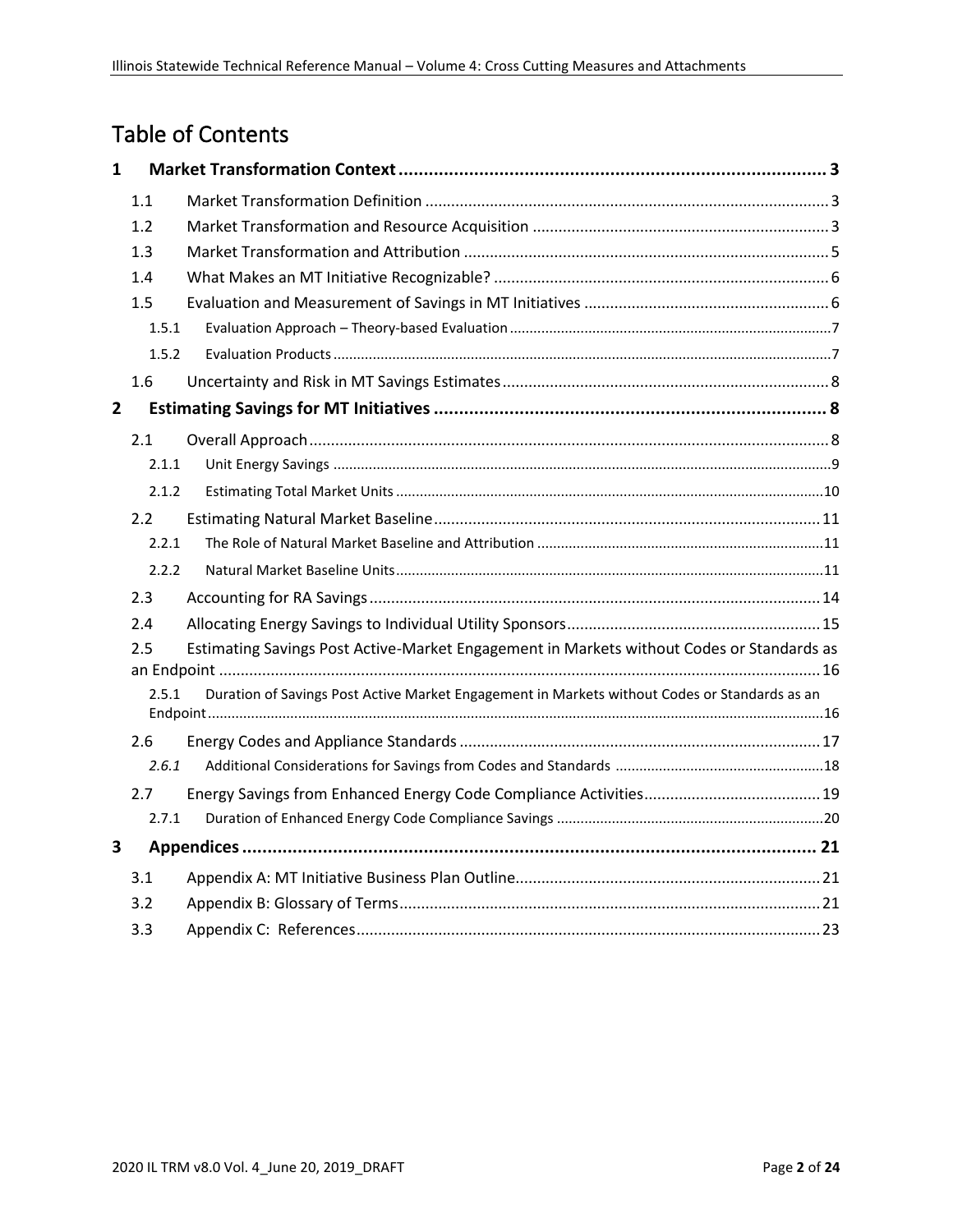# Table of Contents

**1 Market Transformation Context ....... 3**

- 1.1 Market Transformation Definition ....... 3
- 1.2 Market Transformation and Resource Acquisition ....... 3
- 1.3 Market Transformation and Attribution ....... 5
- 1.4 What Makes an MT Initiative Recognizable? ....... 6
- 1.5 Evaluation and Measurement of Savings in MT Initiatives ....... 6
  - 1.5.1 Evaluation Approach – Theory-based Evaluation ....... 7
  - 1.5.2 Evaluation Products ....... 7
- 1.6 Uncertainty and Risk in MT Savings Estimates ....... 8

**2 Estimating Savings for MT Initiatives ....... 8**

- 2.1 Overall Approach ....... 8
  - 2.1.1 Unit Energy Savings ....... 9
  - 2.1.2 Estimating Total Market Units ....... 10
- 2.2 Estimating Natural Market Baseline ....... 11
  - 2.2.1 The Role of Natural Market Baseline and Attribution ....... 11
  - 2.2.2 Natural Market Baseline Units ....... 11
- 2.3 Accounting for RA Savings ....... 14
- 2.4 Allocating Energy Savings to Individual Utility Sponsors ....... 15
- 2.5 Estimating Savings Post Active-Market Engagement in Markets without Codes or Standards as an Endpoint ....... 16
  - 2.5.1 Duration of Savings Post Active Market Engagement in Markets without Codes or Standards as an Endpoint ....... 16
- 2.6 Energy Codes and Appliance Standards ....... 17
  - *2.6.1* Additional Considerations for Savings from Codes and Standards ....... 18
- 2.7 Energy Savings from Enhanced Energy Code Compliance Activities ....... 19
  - 2.7.1 Duration of Enhanced Energy Code Compliance Savings ....... 20

**3 Appendices ....... 21**

- 3.1 Appendix A: MT Initiative Business Plan Outline ....... 21
- 3.2 Appendix B: Glossary of Terms ....... 21
- 3.3 Appendix C: References ....... 23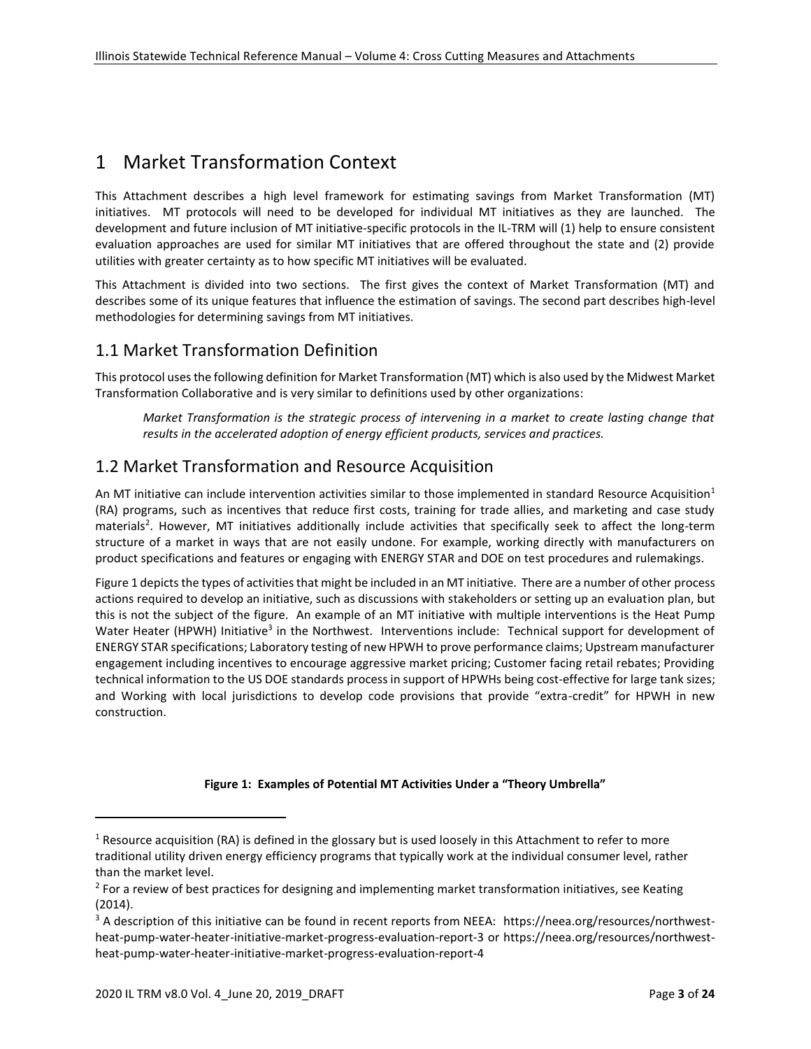# 1 Market Transformation Context

This Attachment describes a high level framework for estimating savings from Market Transformation (MT) initiatives. MT protocols will need to be developed for individual MT initiatives as they are launched. The development and future inclusion of MT initiative-specific protocols in the IL-TRM will (1) help to ensure consistent evaluation approaches are used for similar MT initiatives that are offered throughout the state and (2) provide utilities with greater certainty as to how specific MT initiatives will be evaluated.

This Attachment is divided into two sections. The first gives the context of Market Transformation (MT) and describes some of its unique features that influence the estimation of savings. The second part describes high-level methodologies for determining savings from MT initiatives.

## 1.1 Market Transformation Definition

This protocol uses the following definition for Market Transformation (MT) which is also used by the Midwest Market Transformation Collaborative and is very similar to definitions used by other organizations:

> *Market Transformation is the strategic process of intervening in a market to create lasting change that results in the accelerated adoption of energy efficient products, services and practices.*

## 1.2 Market Transformation and Resource Acquisition

An MT initiative can include intervention activities similar to those implemented in standard Resource Acquisition[1] (RA) programs, such as incentives that reduce first costs, training for trade allies, and marketing and case study materials[2]. However, MT initiatives additionally include activities that specifically seek to affect the long-term structure of a market in ways that are not easily undone. For example, working directly with manufacturers on product specifications and features or engaging with ENERGY STAR and DOE on test procedures and rulemakings.

Figure 1 depicts the types of activities that might be included in an MT initiative. There are a number of other process actions required to develop an initiative, such as discussions with stakeholders or setting up an evaluation plan, but this is not the subject of the figure. An example of an MT initiative with multiple interventions is the Heat Pump Water Heater (HPWH) Initiative[3] in the Northwest. Interventions include: Technical support for development of ENERGY STAR specifications; Laboratory testing of new HPWH to prove performance claims; Upstream manufacturer engagement including incentives to encourage aggressive market pricing; Customer facing retail rebates; Providing technical information to the US DOE standards process in support of HPWHs being cost-effective for large tank sizes; and Working with local jurisdictions to develop code provisions that provide "extra-credit" for HPWH in new construction.

**Figure 1: Examples of Potential MT Activities Under a "Theory Umbrella"**

---

[1] Resource acquisition (RA) is defined in the glossary but is used loosely in this Attachment to refer to more traditional utility driven energy efficiency programs that typically work at the individual consumer level, rather than the market level.

[2] For a review of best practices for designing and implementing market transformation initiatives, see Keating (2014).

[3] A description of this initiative can be found in recent reports from NEEA: https://neea.org/resources/northwest-heat-pump-water-heater-initiative-market-progress-evaluation-report-3 or https://neea.org/resources/northwest-heat-pump-water-heater-initiative-market-progress-evaluation-report-4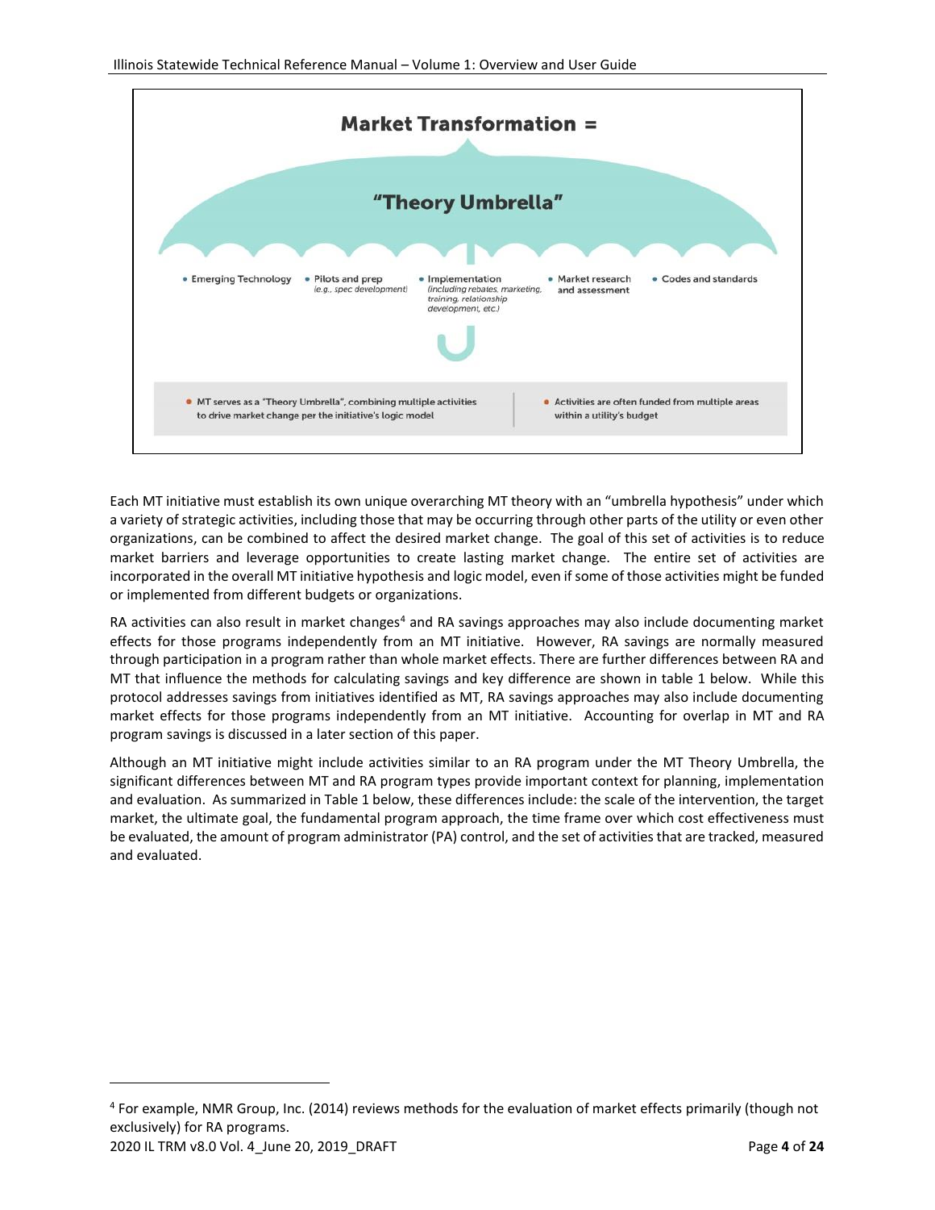**Market Transformation =**

**"Theory Umbrella"**

- Emerging Technology
- Pilots and prep *(e.g., spec development)*
- Implementation *(including rebates, marketing, training, relationship development, etc.)*
- Market research and assessment
- Codes and standards

- MT serves as a "Theory Umbrella", combining multiple activities to drive market change per the initiative's logic model
- Activities are often funded from multiple areas within a utility's budget

Each MT initiative must establish its own unique overarching MT theory with an "umbrella hypothesis" under which a variety of strategic activities, including those that may be occurring through other parts of the utility or even other organizations, can be combined to affect the desired market change. The goal of this set of activities is to reduce market barriers and leverage opportunities to create lasting market change. The entire set of activities are incorporated in the overall MT initiative hypothesis and logic model, even if some of those activities might be funded or implemented from different budgets or organizations.

RA activities can also result in market changes[4] and RA savings approaches may also include documenting market effects for those programs independently from an MT initiative. However, RA savings are normally measured through participation in a program rather than whole market effects. There are further differences between RA and MT that influence the methods for calculating savings and key difference are shown in table 1 below. While this protocol addresses savings from initiatives identified as MT, RA savings approaches may also include documenting market effects for those programs independently from an MT initiative. Accounting for overlap in MT and RA program savings is discussed in a later section of this paper.

Although an MT initiative might include activities similar to an RA program under the MT Theory Umbrella, the significant differences between MT and RA program types provide important context for planning, implementation and evaluation. As summarized in Table 1 below, these differences include: the scale of the intervention, the target market, the ultimate goal, the fundamental program approach, the time frame over which cost effectiveness must be evaluated, the amount of program administrator (PA) control, and the set of activities that are tracked, measured and evaluated.

[4] For example, NMR Group, Inc. (2014) reviews methods for the evaluation of market effects primarily (though not exclusively) for RA programs.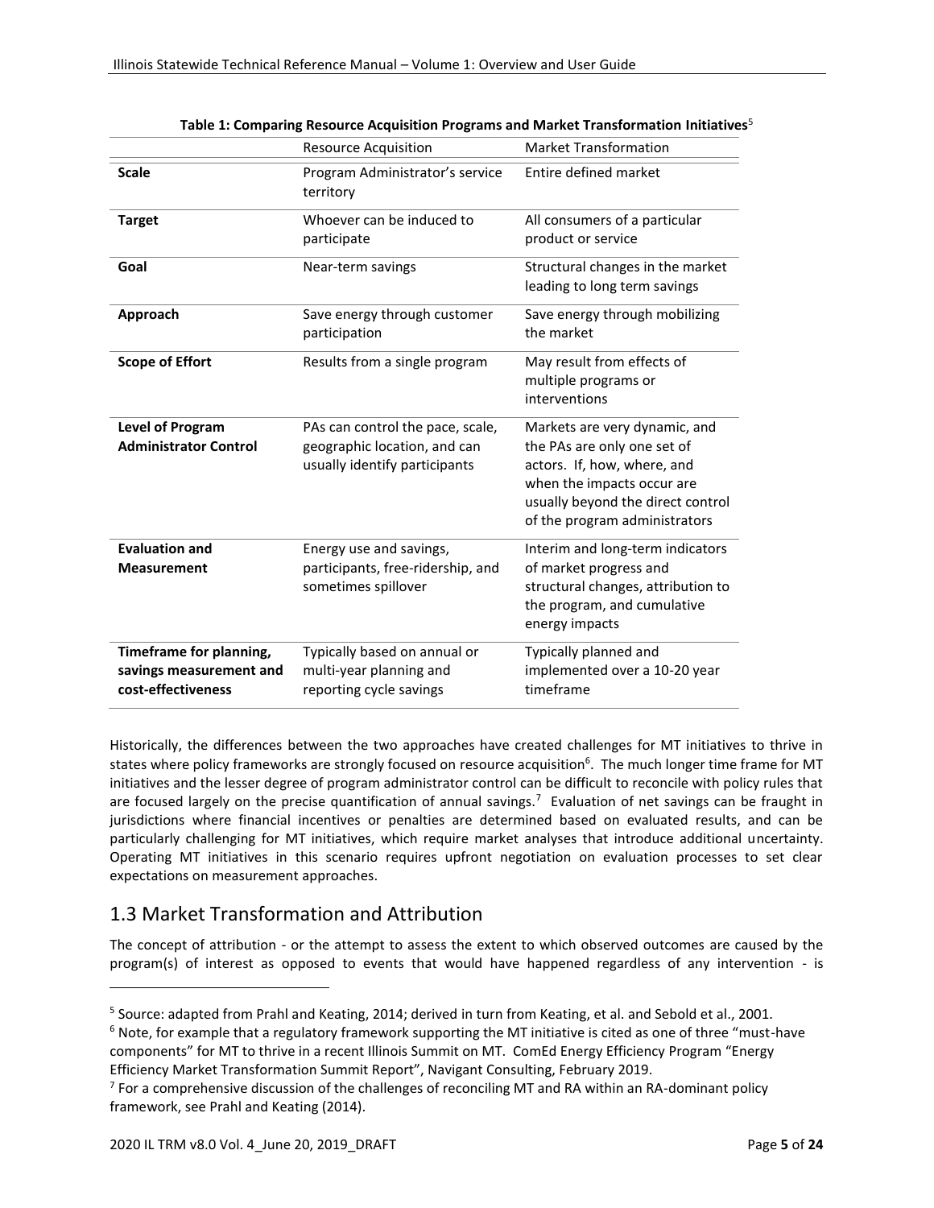**Table 1: Comparing Resource Acquisition Programs and Market Transformation Initiatives**[5]

| | Resource Acquisition | Market Transformation |
|---|---|---|
| **Scale** | Program Administrator's service territory | Entire defined market |
| **Target** | Whoever can be induced to participate | All consumers of a particular product or service |
| **Goal** | Near-term savings | Structural changes in the market leading to long term savings |
| **Approach** | Save energy through customer participation | Save energy through mobilizing the market |
| **Scope of Effort** | Results from a single program | May result from effects of multiple programs or interventions |
| **Level of Program Administrator Control** | PAs can control the pace, scale, geographic location, and can usually identify participants | Markets are very dynamic, and the PAs are only one set of actors. If, how, where, and when the impacts occur are usually beyond the direct control of the program administrators |
| **Evaluation and Measurement** | Energy use and savings, participants, free-ridership, and sometimes spillover | Interim and long-term indicators of market progress and structural changes, attribution to the program, and cumulative energy impacts |
| **Timeframe for planning, savings measurement and cost-effectiveness** | Typically based on annual or multi-year planning and reporting cycle savings | Typically planned and implemented over a 10-20 year timeframe |

Historically, the differences between the two approaches have created challenges for MT initiatives to thrive in states where policy frameworks are strongly focused on resource acquisition[6]. The much longer time frame for MT initiatives and the lesser degree of program administrator control can be difficult to reconcile with policy rules that are focused largely on the precise quantification of annual savings.[7] Evaluation of net savings can be fraught in jurisdictions where financial incentives or penalties are determined based on evaluated results, and can be particularly challenging for MT initiatives, which require market analyses that introduce additional uncertainty. Operating MT initiatives in this scenario requires upfront negotiation on evaluation processes to set clear expectations on measurement approaches.

## 1.3 Market Transformation and Attribution

The concept of attribution - or the attempt to assess the extent to which observed outcomes are caused by the program(s) of interest as opposed to events that would have happened regardless of any intervention - is

---

[5] Source: adapted from Prahl and Keating, 2014; derived in turn from Keating, et al. and Sebold et al., 2001.

[6] Note, for example that a regulatory framework supporting the MT initiative is cited as one of three "must-have components" for MT to thrive in a recent Illinois Summit on MT. ComEd Energy Efficiency Program "Energy Efficiency Market Transformation Summit Report", Navigant Consulting, February 2019.

[7] For a comprehensive discussion of the challenges of reconciling MT and RA within an RA-dominant policy framework, see Prahl and Keating (2014).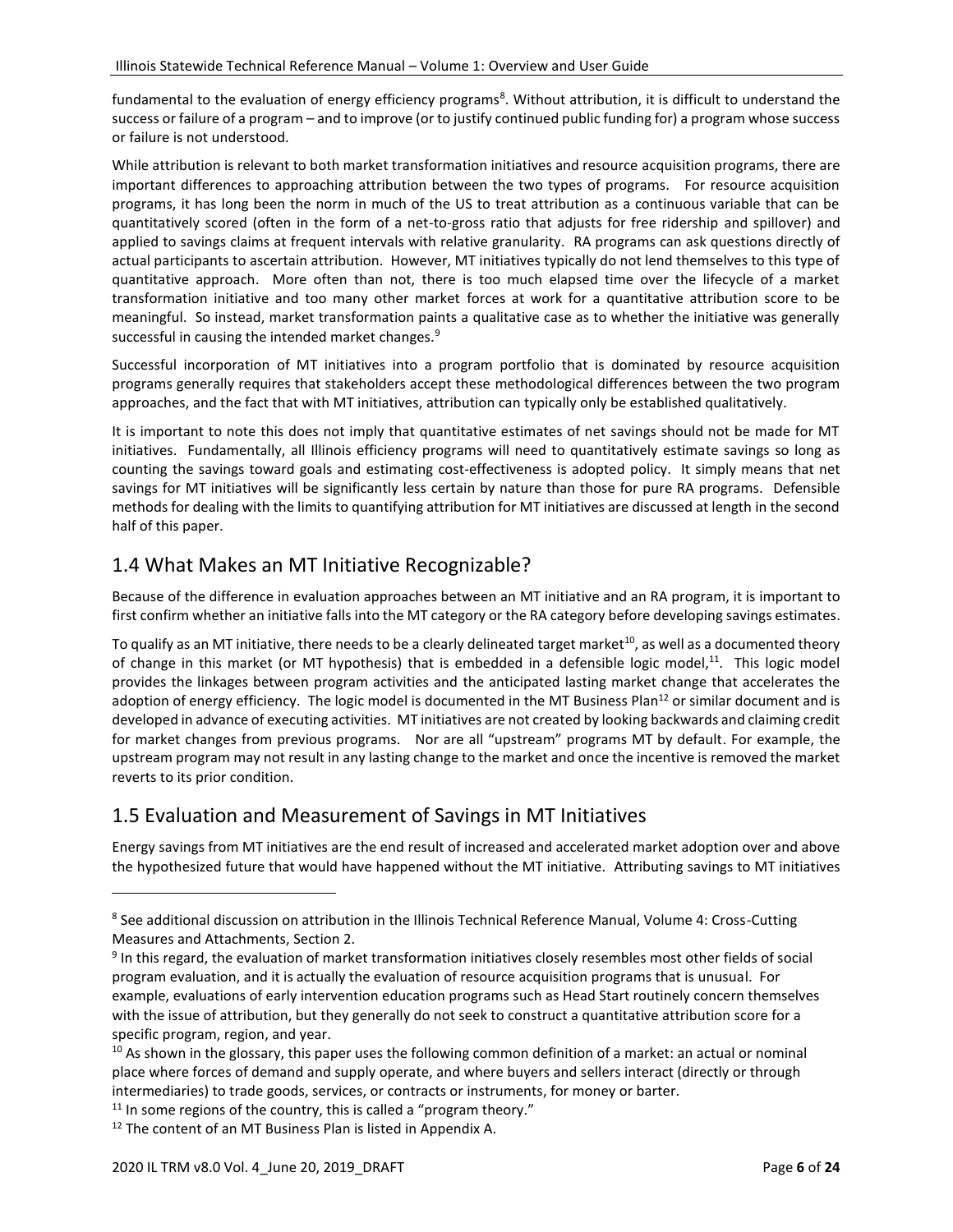fundamental to the evaluation of energy efficiency programs[8]. Without attribution, it is difficult to understand the success or failure of a program – and to improve (or to justify continued public funding for) a program whose success or failure is not understood.

While attribution is relevant to both market transformation initiatives and resource acquisition programs, there are important differences to approaching attribution between the two types of programs. For resource acquisition programs, it has long been the norm in much of the US to treat attribution as a continuous variable that can be quantitatively scored (often in the form of a net-to-gross ratio that adjusts for free ridership and spillover) and applied to savings claims at frequent intervals with relative granularity. RA programs can ask questions directly of actual participants to ascertain attribution. However, MT initiatives typically do not lend themselves to this type of quantitative approach. More often than not, there is too much elapsed time over the lifecycle of a market transformation initiative and too many other market forces at work for a quantitative attribution score to be meaningful. So instead, market transformation paints a qualitative case as to whether the initiative was generally successful in causing the intended market changes.[9]

Successful incorporation of MT initiatives into a program portfolio that is dominated by resource acquisition programs generally requires that stakeholders accept these methodological differences between the two program approaches, and the fact that with MT initiatives, attribution can typically only be established qualitatively.

It is important to note this does not imply that quantitative estimates of net savings should not be made for MT initiatives. Fundamentally, all Illinois efficiency programs will need to quantitatively estimate savings so long as counting the savings toward goals and estimating cost-effectiveness is adopted policy. It simply means that net savings for MT initiatives will be significantly less certain by nature than those for pure RA programs. Defensible methods for dealing with the limits to quantifying attribution for MT initiatives are discussed at length in the second half of this paper.

## 1.4 What Makes an MT Initiative Recognizable?

Because of the difference in evaluation approaches between an MT initiative and an RA program, it is important to first confirm whether an initiative falls into the MT category or the RA category before developing savings estimates.

To qualify as an MT initiative, there needs to be a clearly delineated target market[10], as well as a documented theory of change in this market (or MT hypothesis) that is embedded in a defensible logic model,[11]. This logic model provides the linkages between program activities and the anticipated lasting market change that accelerates the adoption of energy efficiency. The logic model is documented in the MT Business Plan[12] or similar document and is developed in advance of executing activities. MT initiatives are not created by looking backwards and claiming credit for market changes from previous programs. Nor are all "upstream" programs MT by default. For example, the upstream program may not result in any lasting change to the market and once the incentive is removed the market reverts to its prior condition.

## 1.5 Evaluation and Measurement of Savings in MT Initiatives

Energy savings from MT initiatives are the end result of increased and accelerated market adoption over and above the hypothesized future that would have happened without the MT initiative. Attributing savings to MT initiatives

---

[8] See additional discussion on attribution in the Illinois Technical Reference Manual, Volume 4: Cross-Cutting Measures and Attachments, Section 2.

[9] In this regard, the evaluation of market transformation initiatives closely resembles most other fields of social program evaluation, and it is actually the evaluation of resource acquisition programs that is unusual. For example, evaluations of early intervention education programs such as Head Start routinely concern themselves with the issue of attribution, but they generally do not seek to construct a quantitative attribution score for a specific program, region, and year.

[10] As shown in the glossary, this paper uses the following common definition of a market: an actual or nominal place where forces of demand and supply operate, and where buyers and sellers interact (directly or through intermediaries) to trade goods, services, or contracts or instruments, for money or barter.

[11] In some regions of the country, this is called a "program theory."

[12] The content of an MT Business Plan is listed in Appendix A.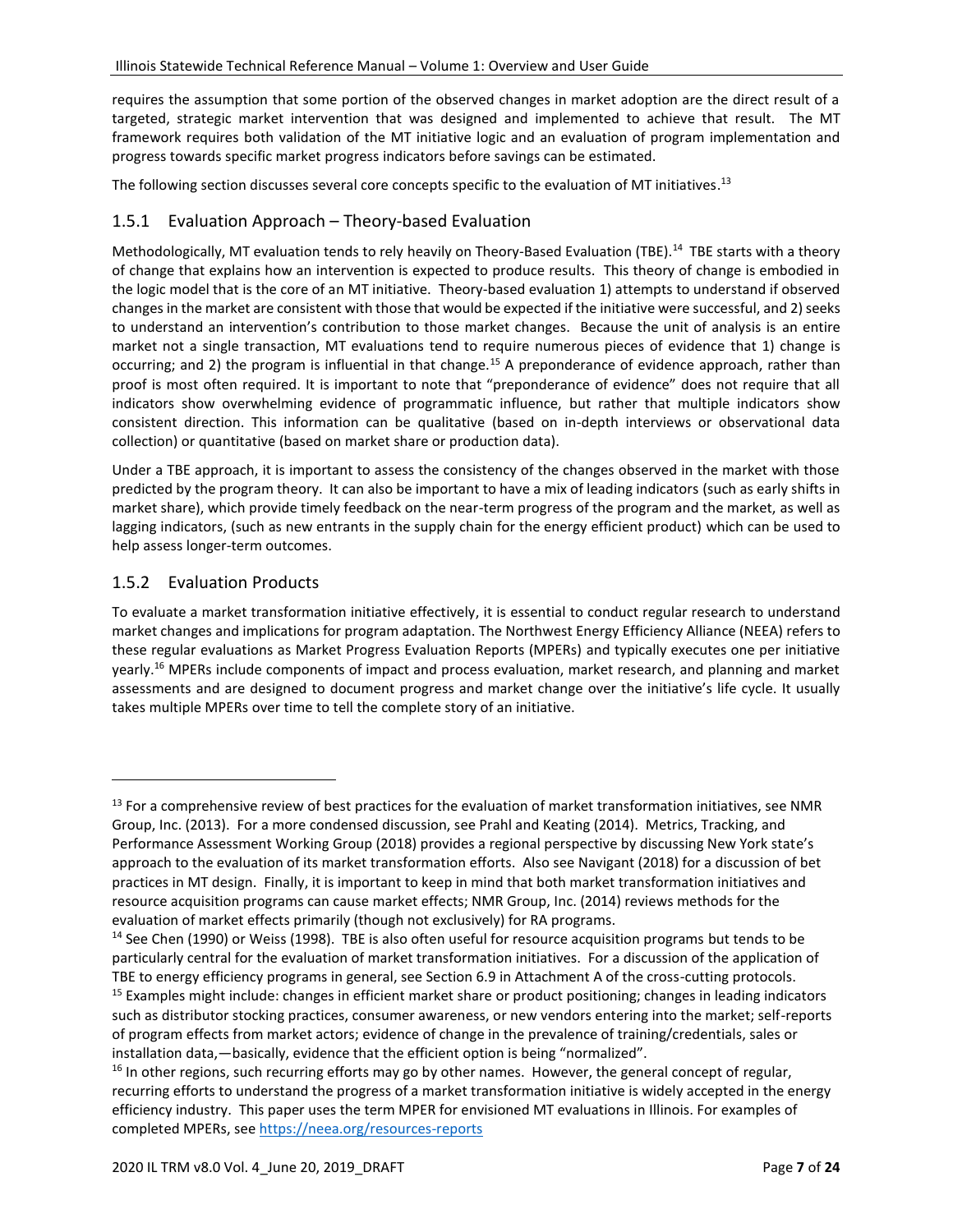requires the assumption that some portion of the observed changes in market adoption are the direct result of a targeted, strategic market intervention that was designed and implemented to achieve that result. The MT framework requires both validation of the MT initiative logic and an evaluation of program implementation and progress towards specific market progress indicators before savings can be estimated.

The following section discusses several core concepts specific to the evaluation of MT initiatives.[13]

### 1.5.1 Evaluation Approach – Theory-based Evaluation

Methodologically, MT evaluation tends to rely heavily on Theory-Based Evaluation (TBE).[14] TBE starts with a theory of change that explains how an intervention is expected to produce results. This theory of change is embodied in the logic model that is the core of an MT initiative. Theory-based evaluation 1) attempts to understand if observed changes in the market are consistent with those that would be expected if the initiative were successful, and 2) seeks to understand an intervention's contribution to those market changes. Because the unit of analysis is an entire market not a single transaction, MT evaluations tend to require numerous pieces of evidence that 1) change is occurring; and 2) the program is influential in that change.[15] A preponderance of evidence approach, rather than proof is most often required. It is important to note that "preponderance of evidence" does not require that all indicators show overwhelming evidence of programmatic influence, but rather that multiple indicators show consistent direction. This information can be qualitative (based on in-depth interviews or observational data collection) or quantitative (based on market share or production data).

Under a TBE approach, it is important to assess the consistency of the changes observed in the market with those predicted by the program theory. It can also be important to have a mix of leading indicators (such as early shifts in market share), which provide timely feedback on the near-term progress of the program and the market, as well as lagging indicators, (such as new entrants in the supply chain for the energy efficient product) which can be used to help assess longer-term outcomes.

### 1.5.2 Evaluation Products

To evaluate a market transformation initiative effectively, it is essential to conduct regular research to understand market changes and implications for program adaptation. The Northwest Energy Efficiency Alliance (NEEA) refers to these regular evaluations as Market Progress Evaluation Reports (MPERs) and typically executes one per initiative yearly.[16] MPERs include components of impact and process evaluation, market research, and planning and market assessments and are designed to document progress and market change over the initiative's life cycle. It usually takes multiple MPERs over time to tell the complete story of an initiative.

---

[13] For a comprehensive review of best practices for the evaluation of market transformation initiatives, see NMR Group, Inc. (2013). For a more condensed discussion, see Prahl and Keating (2014). Metrics, Tracking, and Performance Assessment Working Group (2018) provides a regional perspective by discussing New York state's approach to the evaluation of its market transformation efforts. Also see Navigant (2018) for a discussion of bet practices in MT design. Finally, it is important to keep in mind that both market transformation initiatives and resource acquisition programs can cause market effects; NMR Group, Inc. (2014) reviews methods for the evaluation of market effects primarily (though not exclusively) for RA programs.

[14] See Chen (1990) or Weiss (1998). TBE is also often useful for resource acquisition programs but tends to be particularly central for the evaluation of market transformation initiatives. For a discussion of the application of TBE to energy efficiency programs in general, see Section 6.9 in Attachment A of the cross-cutting protocols.

[15] Examples might include: changes in efficient market share or product positioning; changes in leading indicators such as distributor stocking practices, consumer awareness, or new vendors entering into the market; self-reports of program effects from market actors; evidence of change in the prevalence of training/credentials, sales or installation data,—basically, evidence that the efficient option is being "normalized".

[16] In other regions, such recurring efforts may go by other names. However, the general concept of regular, recurring efforts to understand the progress of a market transformation initiative is widely accepted in the energy efficiency industry. This paper uses the term MPER for envisioned MT evaluations in Illinois. For examples of completed MPERs, see https://neea.org/resources-reports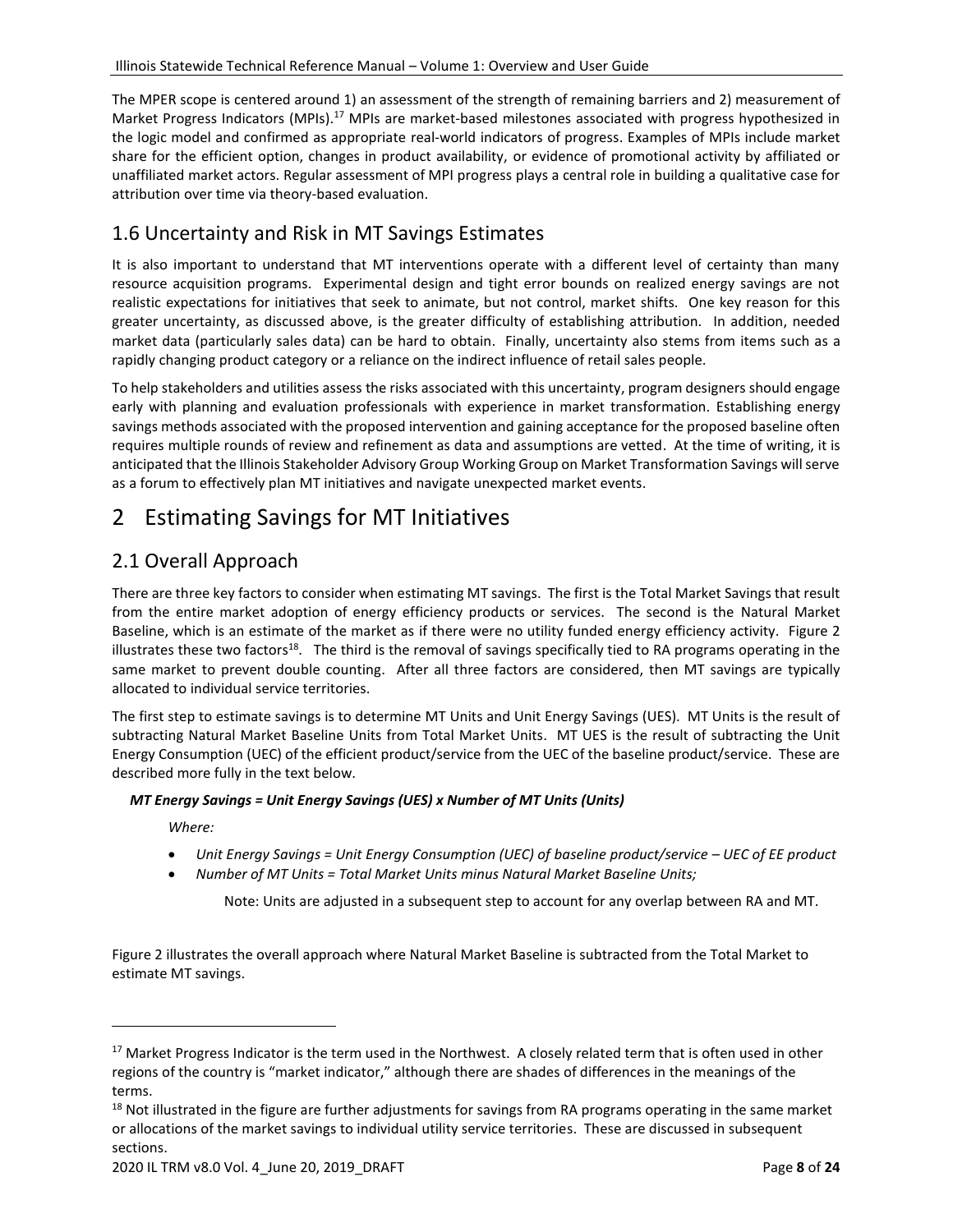The MPER scope is centered around 1) an assessment of the strength of remaining barriers and 2) measurement of Market Progress Indicators (MPIs).[17] MPIs are market-based milestones associated with progress hypothesized in the logic model and confirmed as appropriate real-world indicators of progress. Examples of MPIs include market share for the efficient option, changes in product availability, or evidence of promotional activity by affiliated or unaffiliated market actors. Regular assessment of MPI progress plays a central role in building a qualitative case for attribution over time via theory-based evaluation.

## 1.6 Uncertainty and Risk in MT Savings Estimates

It is also important to understand that MT interventions operate with a different level of certainty than many resource acquisition programs. Experimental design and tight error bounds on realized energy savings are not realistic expectations for initiatives that seek to animate, but not control, market shifts. One key reason for this greater uncertainty, as discussed above, is the greater difficulty of establishing attribution. In addition, needed market data (particularly sales data) can be hard to obtain. Finally, uncertainty also stems from items such as a rapidly changing product category or a reliance on the indirect influence of retail sales people.

To help stakeholders and utilities assess the risks associated with this uncertainty, program designers should engage early with planning and evaluation professionals with experience in market transformation. Establishing energy savings methods associated with the proposed intervention and gaining acceptance for the proposed baseline often requires multiple rounds of review and refinement as data and assumptions are vetted. At the time of writing, it is anticipated that the Illinois Stakeholder Advisory Group Working Group on Market Transformation Savings will serve as a forum to effectively plan MT initiatives and navigate unexpected market events.

# 2 Estimating Savings for MT Initiatives

## 2.1 Overall Approach

There are three key factors to consider when estimating MT savings. The first is the Total Market Savings that result from the entire market adoption of energy efficiency products or services. The second is the Natural Market Baseline, which is an estimate of the market as if there were no utility funded energy efficiency activity. Figure 2 illustrates these two factors[18]. The third is the removal of savings specifically tied to RA programs operating in the same market to prevent double counting. After all three factors are considered, then MT savings are typically allocated to individual service territories.

The first step to estimate savings is to determine MT Units and Unit Energy Savings (UES). MT Units is the result of subtracting Natural Market Baseline Units from Total Market Units. MT UES is the result of subtracting the Unit Energy Consumption (UEC) of the efficient product/service from the UEC of the baseline product/service. These are described more fully in the text below.

***MT Energy Savings = Unit Energy Savings (UES) x Number of MT Units (Units)***

*Where:*

- *Unit Energy Savings = Unit Energy Consumption (UEC) of baseline product/service – UEC of EE product*
- *Number of MT Units = Total Market Units minus Natural Market Baseline Units;*

Note: Units are adjusted in a subsequent step to account for any overlap between RA and MT.

Figure 2 illustrates the overall approach where Natural Market Baseline is subtracted from the Total Market to estimate MT savings.

---

[17] Market Progress Indicator is the term used in the Northwest. A closely related term that is often used in other regions of the country is "market indicator," although there are shades of differences in the meanings of the terms.

[18] Not illustrated in the figure are further adjustments for savings from RA programs operating in the same market or allocations of the market savings to individual utility service territories. These are discussed in subsequent sections.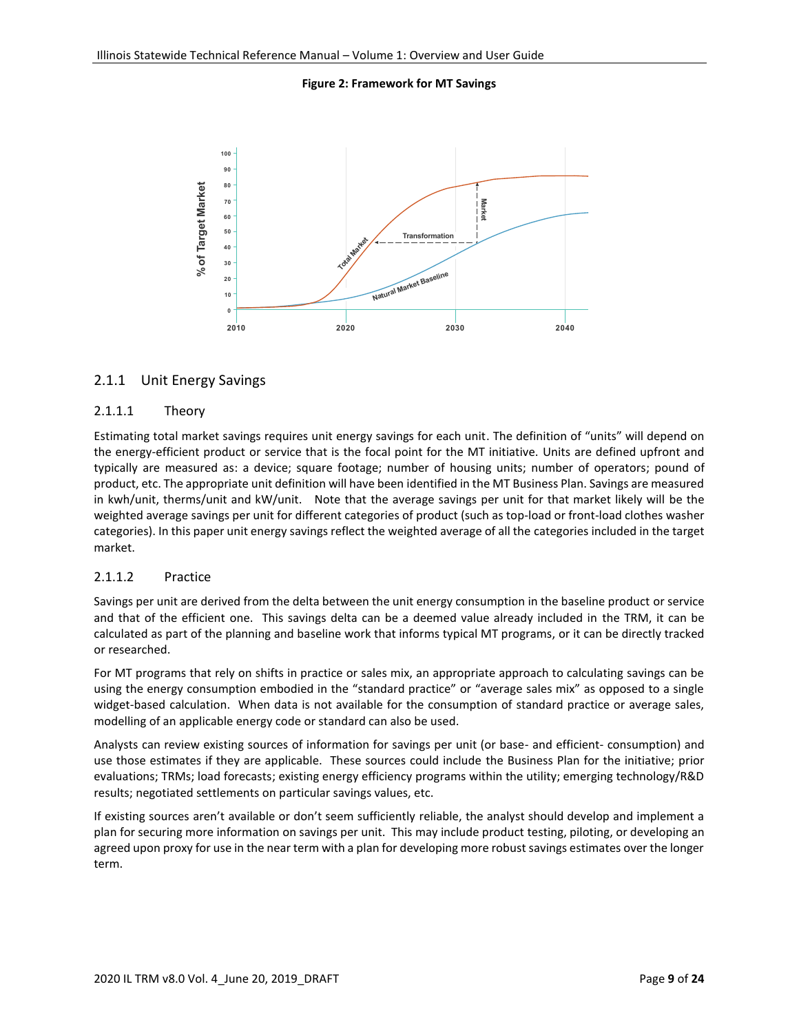**Figure 2: Framework for MT Savings**

### 2.1.1 Unit Energy Savings

#### 2.1.1.1 Theory

Estimating total market savings requires unit energy savings for each unit. The definition of "units" will depend on the energy-efficient product or service that is the focal point for the MT initiative. Units are defined upfront and typically are measured as: a device; square footage; number of housing units; number of operators; pound of product, etc. The appropriate unit definition will have been identified in the MT Business Plan. Savings are measured in kwh/unit, therms/unit and kW/unit. Note that the average savings per unit for that market likely will be the weighted average savings per unit for different categories of product (such as top-load or front-load clothes washer categories). In this paper unit energy savings reflect the weighted average of all the categories included in the target market.

#### 2.1.1.2 Practice

Savings per unit are derived from the delta between the unit energy consumption in the baseline product or service and that of the efficient one. This savings delta can be a deemed value already included in the TRM, it can be calculated as part of the planning and baseline work that informs typical MT programs, or it can be directly tracked or researched.

For MT programs that rely on shifts in practice or sales mix, an appropriate approach to calculating savings can be using the energy consumption embodied in the "standard practice" or "average sales mix" as opposed to a single widget-based calculation. When data is not available for the consumption of standard practice or average sales, modelling of an applicable energy code or standard can also be used.

Analysts can review existing sources of information for savings per unit (or base- and efficient- consumption) and use those estimates if they are applicable. These sources could include the Business Plan for the initiative; prior evaluations; TRMs; load forecasts; existing energy efficiency programs within the utility; emerging technology/R&D results; negotiated settlements on particular savings values, etc.

If existing sources aren't available or don't seem sufficiently reliable, the analyst should develop and implement a plan for securing more information on savings per unit. This may include product testing, piloting, or developing an agreed upon proxy for use in the near term with a plan for developing more robust savings estimates over the longer term.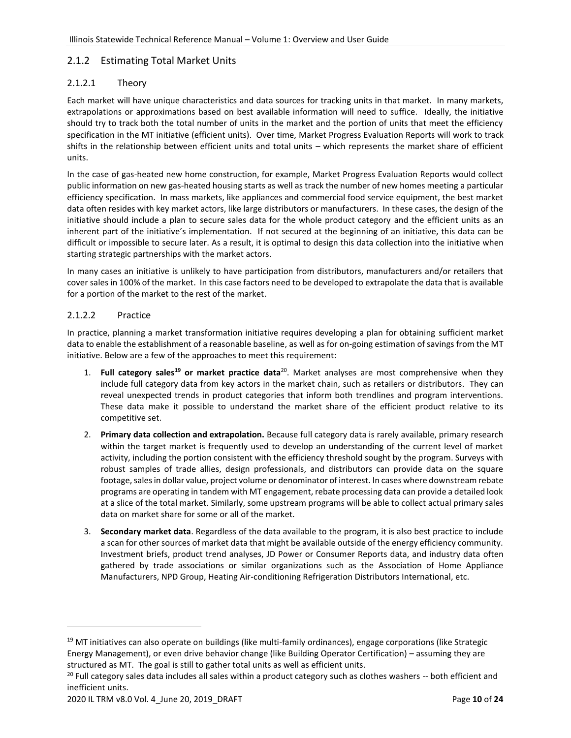### 2.1.2 Estimating Total Market Units

#### 2.1.2.1 Theory

Each market will have unique characteristics and data sources for tracking units in that market. In many markets, extrapolations or approximations based on best available information will need to suffice. Ideally, the initiative should try to track both the total number of units in the market and the portion of units that meet the efficiency specification in the MT initiative (efficient units). Over time, Market Progress Evaluation Reports will work to track shifts in the relationship between efficient units and total units – which represents the market share of efficient units.

In the case of gas-heated new home construction, for example, Market Progress Evaluation Reports would collect public information on new gas-heated housing starts as well as track the number of new homes meeting a particular efficiency specification. In mass markets, like appliances and commercial food service equipment, the best market data often resides with key market actors, like large distributors or manufacturers. In these cases, the design of the initiative should include a plan to secure sales data for the whole product category and the efficient units as an inherent part of the initiative's implementation. If not secured at the beginning of an initiative, this data can be difficult or impossible to secure later. As a result, it is optimal to design this data collection into the initiative when starting strategic partnerships with the market actors.

In many cases an initiative is unlikely to have participation from distributors, manufacturers and/or retailers that cover sales in 100% of the market. In this case factors need to be developed to extrapolate the data that is available for a portion of the market to the rest of the market.

#### 2.1.2.2 Practice

In practice, planning a market transformation initiative requires developing a plan for obtaining sufficient market data to enable the establishment of a reasonable baseline, as well as for on-going estimation of savings from the MT initiative. Below are a few of the approaches to meet this requirement:

1. **Full category sales[19] or market practice data**[20]. Market analyses are most comprehensive when they include full category data from key actors in the market chain, such as retailers or distributors. They can reveal unexpected trends in product categories that inform both trendlines and program interventions. These data make it possible to understand the market share of the efficient product relative to its competitive set.

2. **Primary data collection and extrapolation.** Because full category data is rarely available, primary research within the target market is frequently used to develop an understanding of the current level of market activity, including the portion consistent with the efficiency threshold sought by the program. Surveys with robust samples of trade allies, design professionals, and distributors can provide data on the square footage, sales in dollar value, project volume or denominator of interest. In cases where downstream rebate programs are operating in tandem with MT engagement, rebate processing data can provide a detailed look at a slice of the total market. Similarly, some upstream programs will be able to collect actual primary sales data on market share for some or all of the market.

3. **Secondary market data**. Regardless of the data available to the program, it is also best practice to include a scan for other sources of market data that might be available outside of the energy efficiency community. Investment briefs, product trend analyses, JD Power or Consumer Reports data, and industry data often gathered by trade associations or similar organizations such as the Association of Home Appliance Manufacturers, NPD Group, Heating Air-conditioning Refrigeration Distributors International, etc.

---

[19] MT initiatives can also operate on buildings (like multi-family ordinances), engage corporations (like Strategic Energy Management), or even drive behavior change (like Building Operator Certification) – assuming they are structured as MT. The goal is still to gather total units as well as efficient units.

[20] Full category sales data includes all sales within a product category such as clothes washers -- both efficient and inefficient units.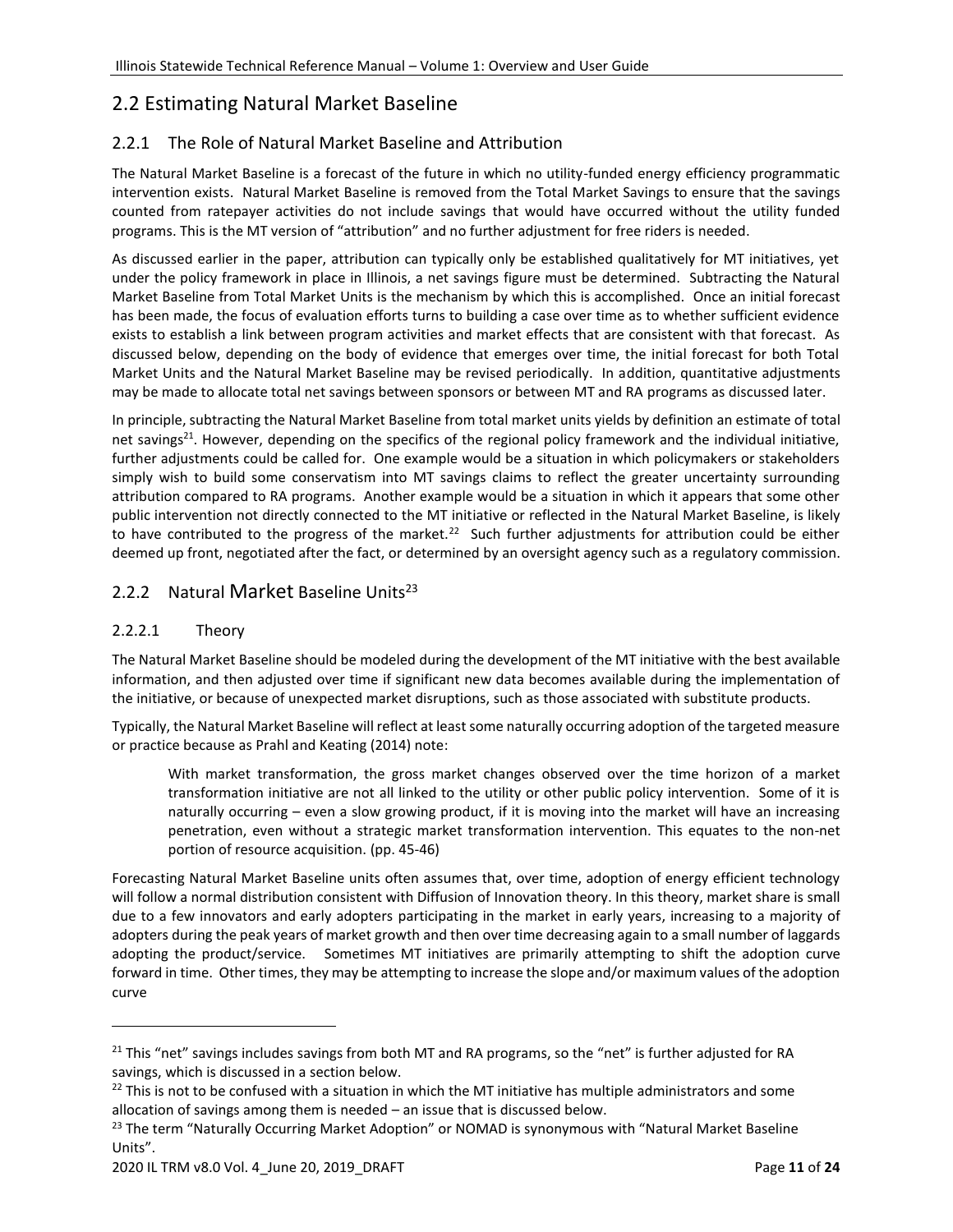## 2.2 Estimating Natural Market Baseline

### 2.2.1 The Role of Natural Market Baseline and Attribution

The Natural Market Baseline is a forecast of the future in which no utility-funded energy efficiency programmatic intervention exists. Natural Market Baseline is removed from the Total Market Savings to ensure that the savings counted from ratepayer activities do not include savings that would have occurred without the utility funded programs. This is the MT version of "attribution" and no further adjustment for free riders is needed.

As discussed earlier in the paper, attribution can typically only be established qualitatively for MT initiatives, yet under the policy framework in place in Illinois, a net savings figure must be determined. Subtracting the Natural Market Baseline from Total Market Units is the mechanism by which this is accomplished. Once an initial forecast has been made, the focus of evaluation efforts turns to building a case over time as to whether sufficient evidence exists to establish a link between program activities and market effects that are consistent with that forecast. As discussed below, depending on the body of evidence that emerges over time, the initial forecast for both Total Market Units and the Natural Market Baseline may be revised periodically. In addition, quantitative adjustments may be made to allocate total net savings between sponsors or between MT and RA programs as discussed later.

In principle, subtracting the Natural Market Baseline from total market units yields by definition an estimate of total net savings[21]. However, depending on the specifics of the regional policy framework and the individual initiative, further adjustments could be called for. One example would be a situation in which policymakers or stakeholders simply wish to build some conservatism into MT savings claims to reflect the greater uncertainty surrounding attribution compared to RA programs. Another example would be a situation in which it appears that some other public intervention not directly connected to the MT initiative or reflected in the Natural Market Baseline, is likely to have contributed to the progress of the market.[22] Such further adjustments for attribution could be either deemed up front, negotiated after the fact, or determined by an oversight agency such as a regulatory commission.

### 2.2.2 Natural Market Baseline Units[23]

#### 2.2.2.1 Theory

The Natural Market Baseline should be modeled during the development of the MT initiative with the best available information, and then adjusted over time if significant new data becomes available during the implementation of the initiative, or because of unexpected market disruptions, such as those associated with substitute products.

Typically, the Natural Market Baseline will reflect at least some naturally occurring adoption of the targeted measure or practice because as Prahl and Keating (2014) note:

> With market transformation, the gross market changes observed over the time horizon of a market transformation initiative are not all linked to the utility or other public policy intervention. Some of it is naturally occurring – even a slow growing product, if it is moving into the market will have an increasing penetration, even without a strategic market transformation intervention. This equates to the non-net portion of resource acquisition. (pp. 45-46)

Forecasting Natural Market Baseline units often assumes that, over time, adoption of energy efficient technology will follow a normal distribution consistent with Diffusion of Innovation theory. In this theory, market share is small due to a few innovators and early adopters participating in the market in early years, increasing to a majority of adopters during the peak years of market growth and then over time decreasing again to a small number of laggards adopting the product/service. Sometimes MT initiatives are primarily attempting to shift the adoption curve forward in time. Other times, they may be attempting to increase the slope and/or maximum values of the adoption curve

---

[21] This "net" savings includes savings from both MT and RA programs, so the "net" is further adjusted for RA savings, which is discussed in a section below.

[22] This is not to be confused with a situation in which the MT initiative has multiple administrators and some allocation of savings among them is needed – an issue that is discussed below.

[23] The term "Naturally Occurring Market Adoption" or NOMAD is synonymous with "Natural Market Baseline Units".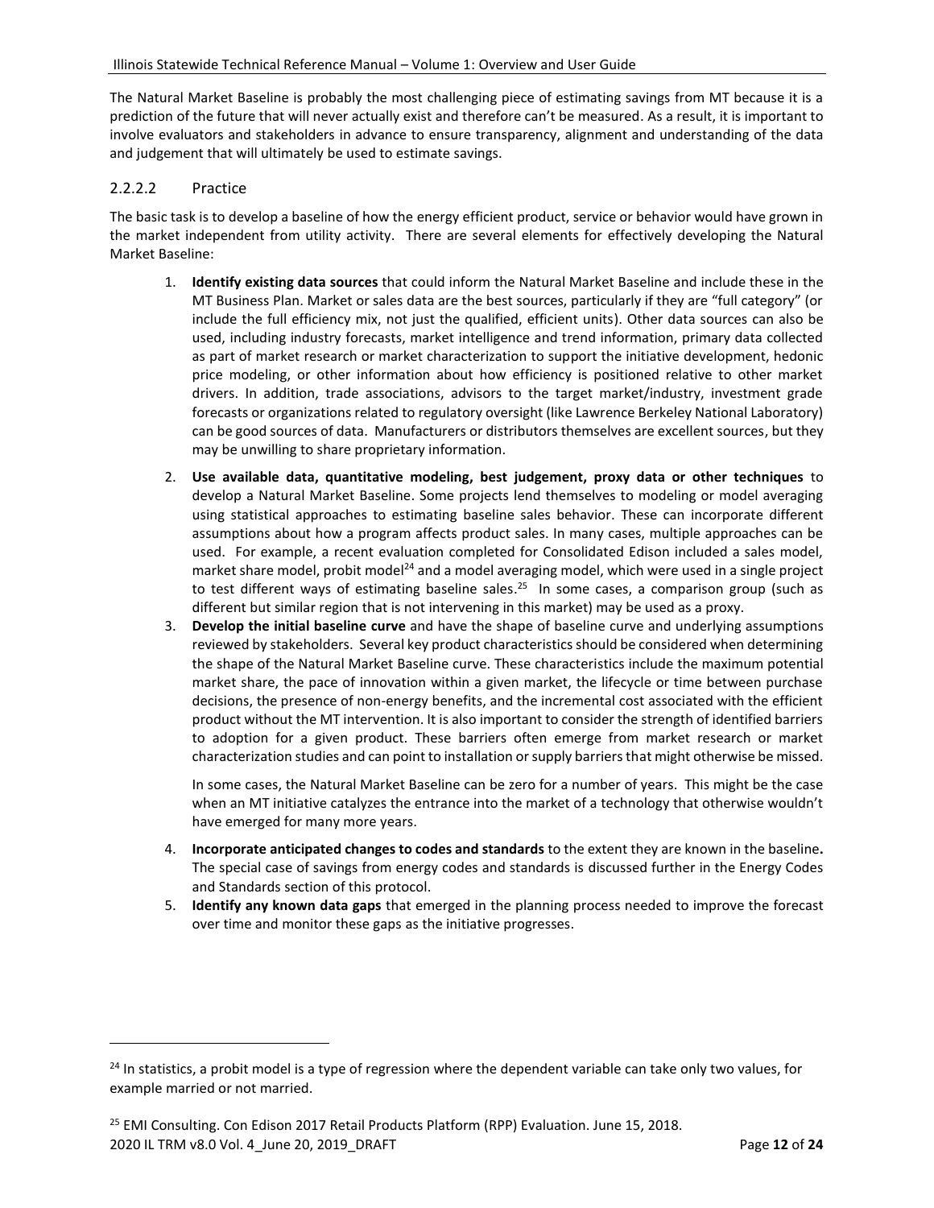The Natural Market Baseline is probably the most challenging piece of estimating savings from MT because it is a prediction of the future that will never actually exist and therefore can't be measured. As a result, it is important to involve evaluators and stakeholders in advance to ensure transparency, alignment and understanding of the data and judgement that will ultimately be used to estimate savings.

#### 2.2.2.2 Practice

The basic task is to develop a baseline of how the energy efficient product, service or behavior would have grown in the market independent from utility activity. There are several elements for effectively developing the Natural Market Baseline:

1. **Identify existing data sources** that could inform the Natural Market Baseline and include these in the MT Business Plan. Market or sales data are the best sources, particularly if they are "full category" (or include the full efficiency mix, not just the qualified, efficient units). Other data sources can also be used, including industry forecasts, market intelligence and trend information, primary data collected as part of market research or market characterization to support the initiative development, hedonic price modeling, or other information about how efficiency is positioned relative to other market drivers. In addition, trade associations, advisors to the target market/industry, investment grade forecasts or organizations related to regulatory oversight (like Lawrence Berkeley National Laboratory) can be good sources of data. Manufacturers or distributors themselves are excellent sources, but they may be unwilling to share proprietary information.
2. **Use available data, quantitative modeling, best judgement, proxy data or other techniques** to develop a Natural Market Baseline. Some projects lend themselves to modeling or model averaging using statistical approaches to estimating baseline sales behavior. These can incorporate different assumptions about how a program affects product sales. In many cases, multiple approaches can be used. For example, a recent evaluation completed for Consolidated Edison included a sales model, market share model, probit model[24] and a model averaging model, which were used in a single project to test different ways of estimating baseline sales.[25] In some cases, a comparison group (such as different but similar region that is not intervening in this market) may be used as a proxy.
3. **Develop the initial baseline curve** and have the shape of baseline curve and underlying assumptions reviewed by stakeholders. Several key product characteristics should be considered when determining the shape of the Natural Market Baseline curve. These characteristics include the maximum potential market share, the pace of innovation within a given market, the lifecycle or time between purchase decisions, the presence of non-energy benefits, and the incremental cost associated with the efficient product without the MT intervention. It is also important to consider the strength of identified barriers to adoption for a given product. These barriers often emerge from market research or market characterization studies and can point to installation or supply barriers that might otherwise be missed.

   In some cases, the Natural Market Baseline can be zero for a number of years. This might be the case when an MT initiative catalyzes the entrance into the market of a technology that otherwise wouldn't have emerged for many more years.
4. **Incorporate anticipated changes to codes and standards** to the extent they are known in the baseline**.** The special case of savings from energy codes and standards is discussed further in the Energy Codes and Standards section of this protocol.
5. **Identify any known data gaps** that emerged in the planning process needed to improve the forecast over time and monitor these gaps as the initiative progresses.

---

[24] In statistics, a probit model is a type of regression where the dependent variable can take only two values, for example married or not married.

[25] EMI Consulting. Con Edison 2017 Retail Products Platform (RPP) Evaluation. June 15, 2018.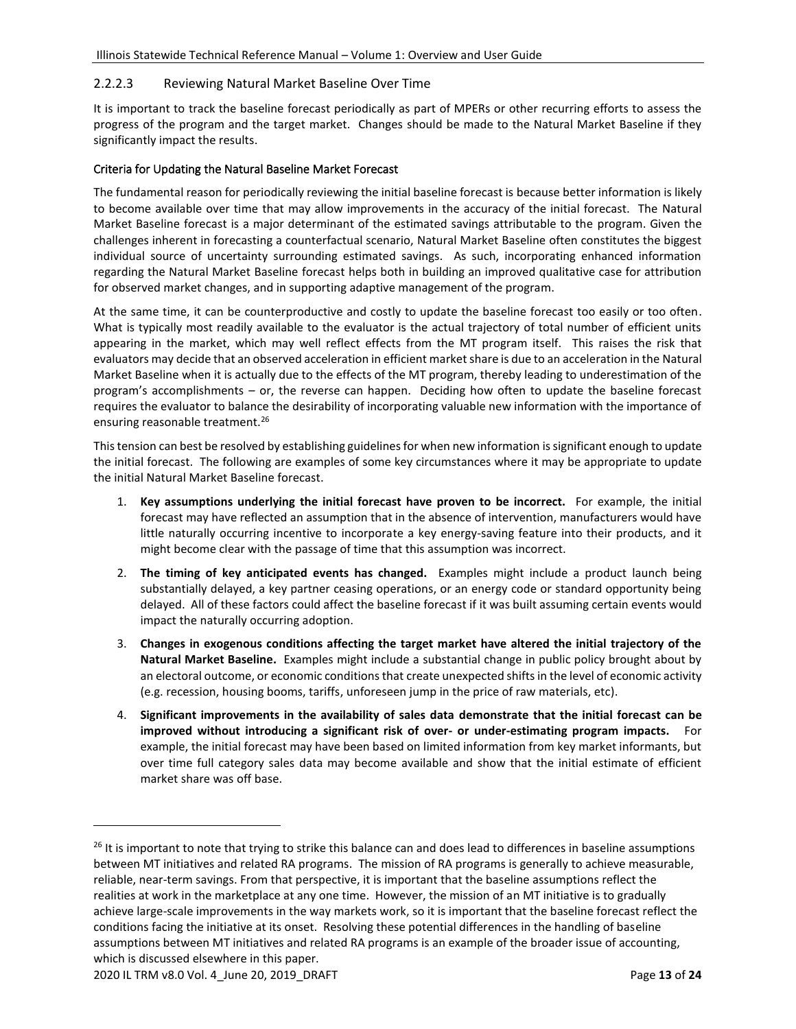#### 2.2.2.3 Reviewing Natural Market Baseline Over Time

It is important to track the baseline forecast periodically as part of MPERs or other recurring efforts to assess the progress of the program and the target market. Changes should be made to the Natural Market Baseline if they significantly impact the results.

##### Criteria for Updating the Natural Baseline Market Forecast

The fundamental reason for periodically reviewing the initial baseline forecast is because better information is likely to become available over time that may allow improvements in the accuracy of the initial forecast. The Natural Market Baseline forecast is a major determinant of the estimated savings attributable to the program. Given the challenges inherent in forecasting a counterfactual scenario, Natural Market Baseline often constitutes the biggest individual source of uncertainty surrounding estimated savings. As such, incorporating enhanced information regarding the Natural Market Baseline forecast helps both in building an improved qualitative case for attribution for observed market changes, and in supporting adaptive management of the program.

At the same time, it can be counterproductive and costly to update the baseline forecast too easily or too often. What is typically most readily available to the evaluator is the actual trajectory of total number of efficient units appearing in the market, which may well reflect effects from the MT program itself. This raises the risk that evaluators may decide that an observed acceleration in efficient market share is due to an acceleration in the Natural Market Baseline when it is actually due to the effects of the MT program, thereby leading to underestimation of the program's accomplishments – or, the reverse can happen. Deciding how often to update the baseline forecast requires the evaluator to balance the desirability of incorporating valuable new information with the importance of ensuring reasonable treatment.[26]

This tension can best be resolved by establishing guidelines for when new information is significant enough to update the initial forecast. The following are examples of some key circumstances where it may be appropriate to update the initial Natural Market Baseline forecast.

1. **Key assumptions underlying the initial forecast have proven to be incorrect.** For example, the initial forecast may have reflected an assumption that in the absence of intervention, manufacturers would have little naturally occurring incentive to incorporate a key energy-saving feature into their products, and it might become clear with the passage of time that this assumption was incorrect.
2. **The timing of key anticipated events has changed.** Examples might include a product launch being substantially delayed, a key partner ceasing operations, or an energy code or standard opportunity being delayed. All of these factors could affect the baseline forecast if it was built assuming certain events would impact the naturally occurring adoption.
3. **Changes in exogenous conditions affecting the target market have altered the initial trajectory of the Natural Market Baseline.** Examples might include a substantial change in public policy brought about by an electoral outcome, or economic conditions that create unexpected shifts in the level of economic activity (e.g. recession, housing booms, tariffs, unforeseen jump in the price of raw materials, etc).
4. **Significant improvements in the availability of sales data demonstrate that the initial forecast can be improved without introducing a significant risk of over- or under-estimating program impacts.** For example, the initial forecast may have been based on limited information from key market informants, but over time full category sales data may become available and show that the initial estimate of efficient market share was off base.

---

[26] It is important to note that trying to strike this balance can and does lead to differences in baseline assumptions between MT initiatives and related RA programs. The mission of RA programs is generally to achieve measurable, reliable, near-term savings. From that perspective, it is important that the baseline assumptions reflect the realities at work in the marketplace at any one time. However, the mission of an MT initiative is to gradually achieve large-scale improvements in the way markets work, so it is important that the baseline forecast reflect the conditions facing the initiative at its onset. Resolving these potential differences in the handling of baseline assumptions between MT initiatives and related RA programs is an example of the broader issue of accounting, which is discussed elsewhere in this paper.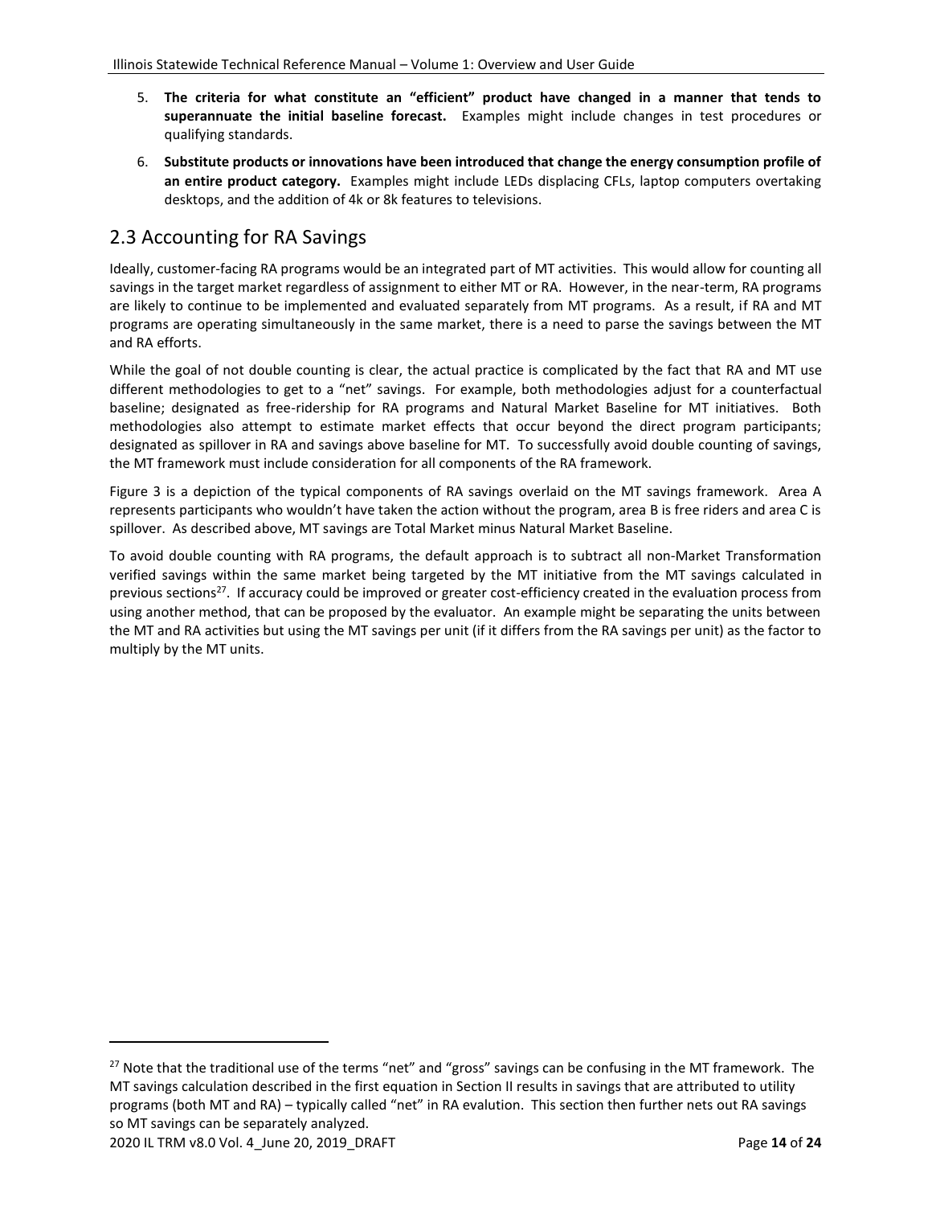5. **The criteria for what constitute an "efficient" product have changed in a manner that tends to superannuate the initial baseline forecast.** Examples might include changes in test procedures or qualifying standards.
6. **Substitute products or innovations have been introduced that change the energy consumption profile of an entire product category.** Examples might include LEDs displacing CFLs, laptop computers overtaking desktops, and the addition of 4k or 8k features to televisions.

## 2.3 Accounting for RA Savings

Ideally, customer-facing RA programs would be an integrated part of MT activities. This would allow for counting all savings in the target market regardless of assignment to either MT or RA. However, in the near-term, RA programs are likely to continue to be implemented and evaluated separately from MT programs. As a result, if RA and MT programs are operating simultaneously in the same market, there is a need to parse the savings between the MT and RA efforts.

While the goal of not double counting is clear, the actual practice is complicated by the fact that RA and MT use different methodologies to get to a "net" savings. For example, both methodologies adjust for a counterfactual baseline; designated as free-ridership for RA programs and Natural Market Baseline for MT initiatives. Both methodologies also attempt to estimate market effects that occur beyond the direct program participants; designated as spillover in RA and savings above baseline for MT. To successfully avoid double counting of savings, the MT framework must include consideration for all components of the RA framework.

Figure 3 is a depiction of the typical components of RA savings overlaid on the MT savings framework. Area A represents participants who wouldn't have taken the action without the program, area B is free riders and area C is spillover. As described above, MT savings are Total Market minus Natural Market Baseline.

To avoid double counting with RA programs, the default approach is to subtract all non-Market Transformation verified savings within the same market being targeted by the MT initiative from the MT savings calculated in previous sections[27]. If accuracy could be improved or greater cost-efficiency created in the evaluation process from using another method, that can be proposed by the evaluator. An example might be separating the units between the MT and RA activities but using the MT savings per unit (if it differs from the RA savings per unit) as the factor to multiply by the MT units.

[27] Note that the traditional use of the terms "net" and "gross" savings can be confusing in the MT framework. The MT savings calculation described in the first equation in Section II results in savings that are attributed to utility programs (both MT and RA) – typically called "net" in RA evalution. This section then further nets out RA savings so MT savings can be separately analyzed.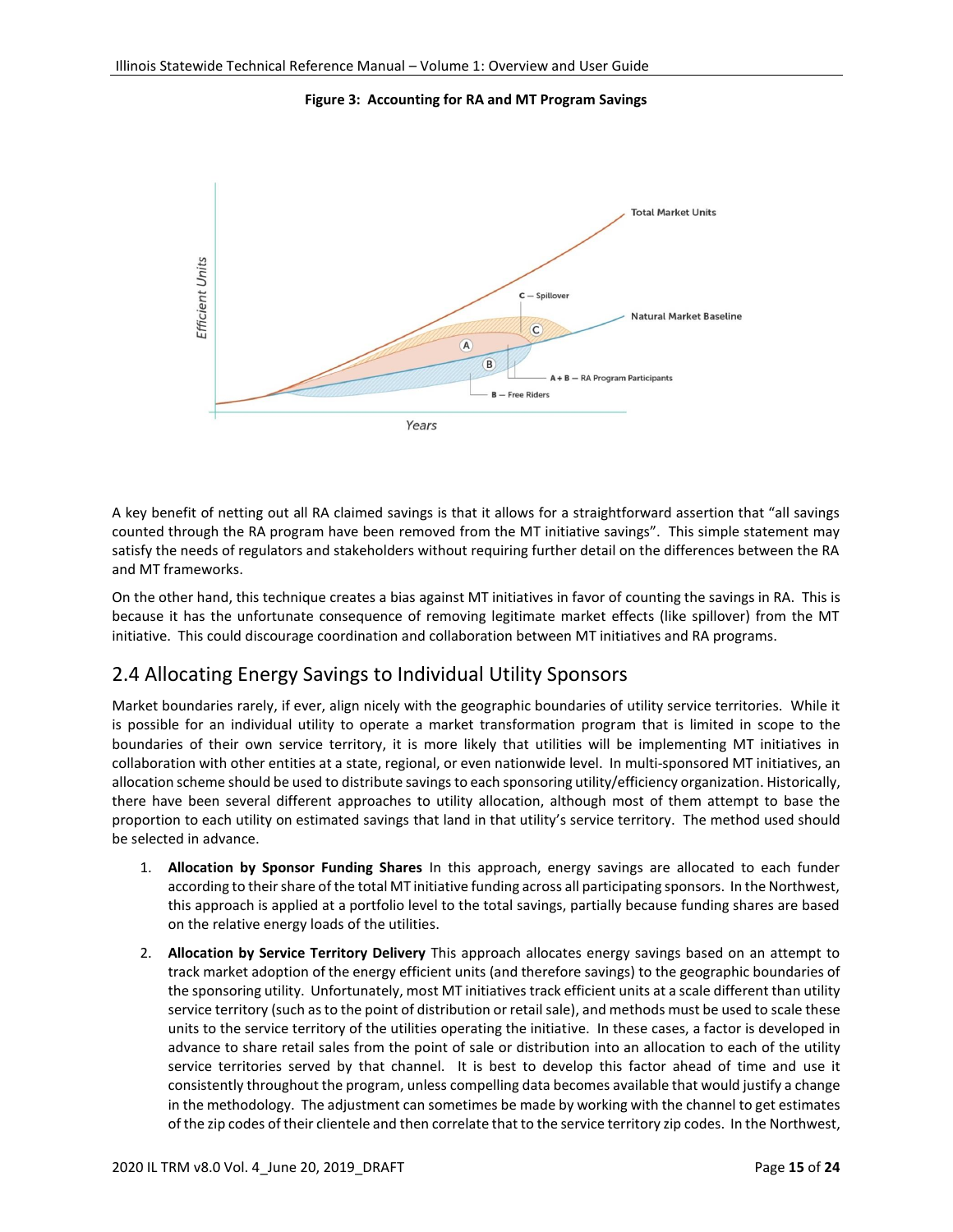**Figure 3: Accounting for RA and MT Program Savings**

A key benefit of netting out all RA claimed savings is that it allows for a straightforward assertion that "all savings counted through the RA program have been removed from the MT initiative savings". This simple statement may satisfy the needs of regulators and stakeholders without requiring further detail on the differences between the RA and MT frameworks.

On the other hand, this technique creates a bias against MT initiatives in favor of counting the savings in RA. This is because it has the unfortunate consequence of removing legitimate market effects (like spillover) from the MT initiative. This could discourage coordination and collaboration between MT initiatives and RA programs.

## 2.4 Allocating Energy Savings to Individual Utility Sponsors

Market boundaries rarely, if ever, align nicely with the geographic boundaries of utility service territories. While it is possible for an individual utility to operate a market transformation program that is limited in scope to the boundaries of their own service territory, it is more likely that utilities will be implementing MT initiatives in collaboration with other entities at a state, regional, or even nationwide level. In multi-sponsored MT initiatives, an allocation scheme should be used to distribute savings to each sponsoring utility/efficiency organization. Historically, there have been several different approaches to utility allocation, although most of them attempt to base the proportion to each utility on estimated savings that land in that utility's service territory. The method used should be selected in advance.

1. **Allocation by Sponsor Funding Shares** In this approach, energy savings are allocated to each funder according to their share of the total MT initiative funding across all participating sponsors. In the Northwest, this approach is applied at a portfolio level to the total savings, partially because funding shares are based on the relative energy loads of the utilities.
2. **Allocation by Service Territory Delivery** This approach allocates energy savings based on an attempt to track market adoption of the energy efficient units (and therefore savings) to the geographic boundaries of the sponsoring utility. Unfortunately, most MT initiatives track efficient units at a scale different than utility service territory (such as to the point of distribution or retail sale), and methods must be used to scale these units to the service territory of the utilities operating the initiative. In these cases, a factor is developed in advance to share retail sales from the point of sale or distribution into an allocation to each of the utility service territories served by that channel. It is best to develop this factor ahead of time and use it consistently throughout the program, unless compelling data becomes available that would justify a change in the methodology. The adjustment can sometimes be made by working with the channel to get estimates of the zip codes of their clientele and then correlate that to the service territory zip codes. In the Northwest,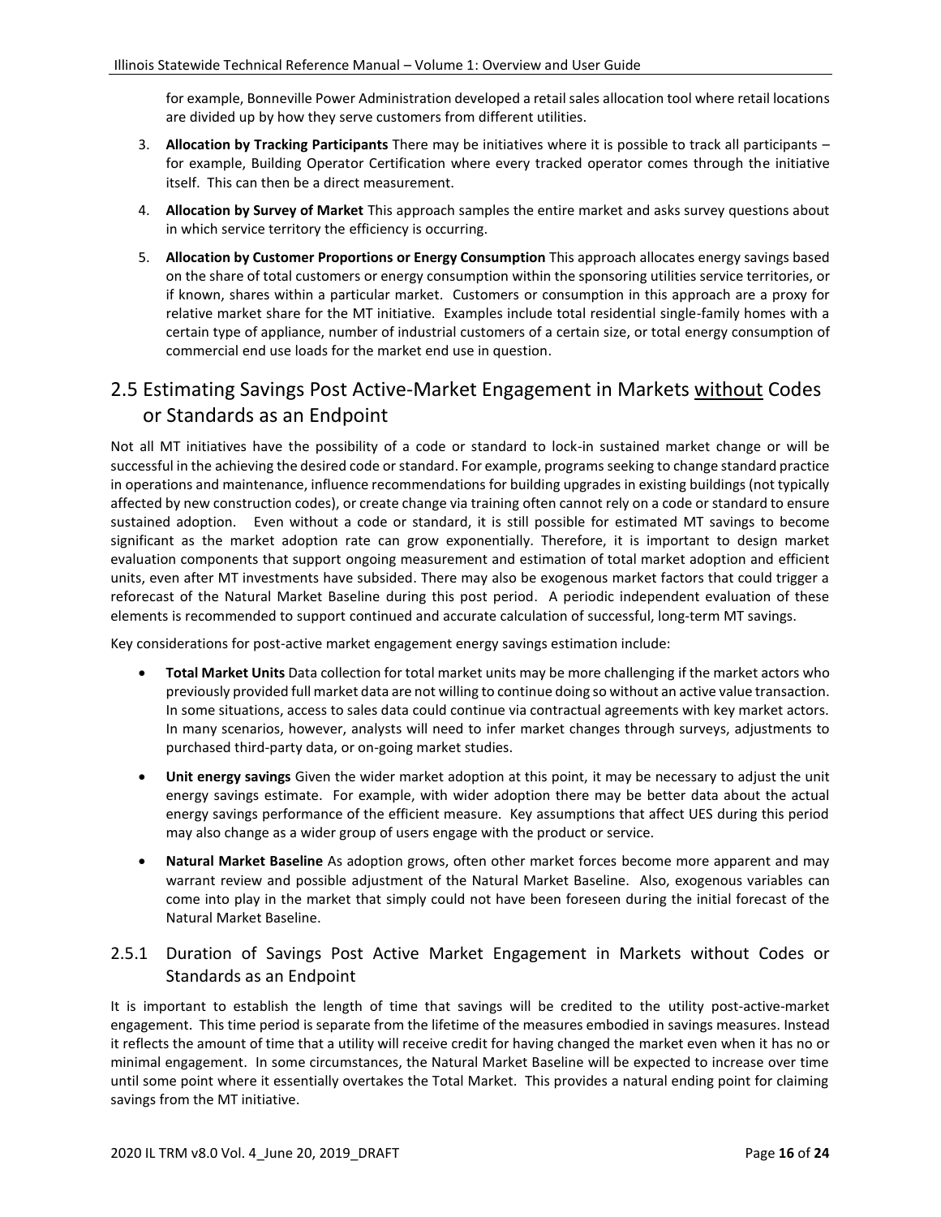for example, Bonneville Power Administration developed a retail sales allocation tool where retail locations are divided up by how they serve customers from different utilities.

3. **Allocation by Tracking Participants** There may be initiatives where it is possible to track all participants – for example, Building Operator Certification where every tracked operator comes through the initiative itself. This can then be a direct measurement.
4. **Allocation by Survey of Market** This approach samples the entire market and asks survey questions about in which service territory the efficiency is occurring.
5. **Allocation by Customer Proportions or Energy Consumption** This approach allocates energy savings based on the share of total customers or energy consumption within the sponsoring utilities service territories, or if known, shares within a particular market. Customers or consumption in this approach are a proxy for relative market share for the MT initiative. Examples include total residential single-family homes with a certain type of appliance, number of industrial customers of a certain size, or total energy consumption of commercial end use loads for the market end use in question.

## 2.5 Estimating Savings Post Active-Market Engagement in Markets <u>without</u> Codes or Standards as an Endpoint

Not all MT initiatives have the possibility of a code or standard to lock-in sustained market change or will be successful in the achieving the desired code or standard. For example, programs seeking to change standard practice in operations and maintenance, influence recommendations for building upgrades in existing buildings (not typically affected by new construction codes), or create change via training often cannot rely on a code or standard to ensure sustained adoption. Even without a code or standard, it is still possible for estimated MT savings to become significant as the market adoption rate can grow exponentially. Therefore, it is important to design market evaluation components that support ongoing measurement and estimation of total market adoption and efficient units, even after MT investments have subsided. There may also be exogenous market factors that could trigger a reforecast of the Natural Market Baseline during this post period. A periodic independent evaluation of these elements is recommended to support continued and accurate calculation of successful, long-term MT savings.

Key considerations for post-active market engagement energy savings estimation include:

- **Total Market Units** Data collection for total market units may be more challenging if the market actors who previously provided full market data are not willing to continue doing so without an active value transaction. In some situations, access to sales data could continue via contractual agreements with key market actors. In many scenarios, however, analysts will need to infer market changes through surveys, adjustments to purchased third-party data, or on-going market studies.
- **Unit energy savings** Given the wider market adoption at this point, it may be necessary to adjust the unit energy savings estimate. For example, with wider adoption there may be better data about the actual energy savings performance of the efficient measure. Key assumptions that affect UES during this period may also change as a wider group of users engage with the product or service.
- **Natural Market Baseline** As adoption grows, often other market forces become more apparent and may warrant review and possible adjustment of the Natural Market Baseline. Also, exogenous variables can come into play in the market that simply could not have been foreseen during the initial forecast of the Natural Market Baseline.

### 2.5.1 Duration of Savings Post Active Market Engagement in Markets without Codes or Standards as an Endpoint

It is important to establish the length of time that savings will be credited to the utility post-active-market engagement. This time period is separate from the lifetime of the measures embodied in savings measures. Instead it reflects the amount of time that a utility will receive credit for having changed the market even when it has no or minimal engagement. In some circumstances, the Natural Market Baseline will be expected to increase over time until some point where it essentially overtakes the Total Market. This provides a natural ending point for claiming savings from the MT initiative.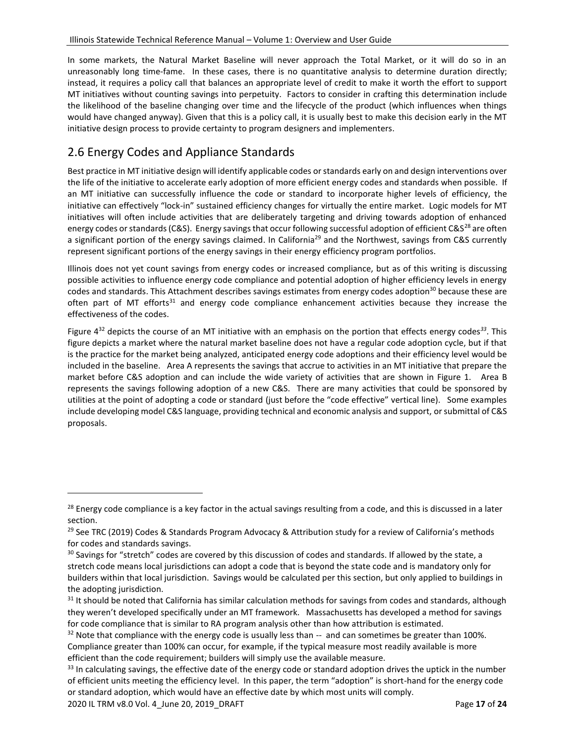In some markets, the Natural Market Baseline will never approach the Total Market, or it will do so in an unreasonably long time-fame. In these cases, there is no quantitative analysis to determine duration directly; instead, it requires a policy call that balances an appropriate level of credit to make it worth the effort to support MT initiatives without counting savings into perpetuity. Factors to consider in crafting this determination include the likelihood of the baseline changing over time and the lifecycle of the product (which influences when things would have changed anyway). Given that this is a policy call, it is usually best to make this decision early in the MT initiative design process to provide certainty to program designers and implementers.

## 2.6 Energy Codes and Appliance Standards

Best practice in MT initiative design will identify applicable codes or standards early on and design interventions over the life of the initiative to accelerate early adoption of more efficient energy codes and standards when possible. If an MT initiative can successfully influence the code or standard to incorporate higher levels of efficiency, the initiative can effectively "lock-in" sustained efficiency changes for virtually the entire market. Logic models for MT initiatives will often include activities that are deliberately targeting and driving towards adoption of enhanced energy codes or standards (C&S). Energy savings that occur following successful adoption of efficient C&S[28] are often a significant portion of the energy savings claimed. In California[29] and the Northwest, savings from C&S currently represent significant portions of the energy savings in their energy efficiency program portfolios.

Illinois does not yet count savings from energy codes or increased compliance, but as of this writing is discussing possible activities to influence energy code compliance and potential adoption of higher efficiency levels in energy codes and standards. This Attachment describes savings estimates from energy codes adoption[30] because these are often part of MT efforts[31] and energy code compliance enhancement activities because they increase the effectiveness of the codes.

Figure 4[32] depicts the course of an MT initiative with an emphasis on the portion that effects energy codes[33]. This figure depicts a market where the natural market baseline does not have a regular code adoption cycle, but if that is the practice for the market being analyzed, anticipated energy code adoptions and their efficiency level would be included in the baseline. Area A represents the savings that accrue to activities in an MT initiative that prepare the market before C&S adoption and can include the wide variety of activities that are shown in Figure 1. Area B represents the savings following adoption of a new C&S. There are many activities that could be sponsored by utilities at the point of adopting a code or standard (just before the "code effective" vertical line). Some examples include developing model C&S language, providing technical and economic analysis and support, or submittal of C&S proposals.

---

[28] Energy code compliance is a key factor in the actual savings resulting from a code, and this is discussed in a later section.

[29] See TRC (2019) Codes & Standards Program Advocacy & Attribution study for a review of California's methods for codes and standards savings.

[30] Savings for "stretch" codes are covered by this discussion of codes and standards. If allowed by the state, a stretch code means local jurisdictions can adopt a code that is beyond the state code and is mandatory only for builders within that local jurisdiction. Savings would be calculated per this section, but only applied to buildings in the adopting jurisdiction.

[31] It should be noted that California has similar calculation methods for savings from codes and standards, although they weren't developed specifically under an MT framework. Massachusetts has developed a method for savings for code compliance that is similar to RA program analysis other than how attribution is estimated.

[32] Note that compliance with the energy code is usually less than -- and can sometimes be greater than 100%. Compliance greater than 100% can occur, for example, if the typical measure most readily available is more efficient than the code requirement; builders will simply use the available measure.

[33] In calculating savings, the effective date of the energy code or standard adoption drives the uptick in the number of efficient units meeting the efficiency level. In this paper, the term "adoption" is short-hand for the energy code or standard adoption, which would have an effective date by which most units will comply.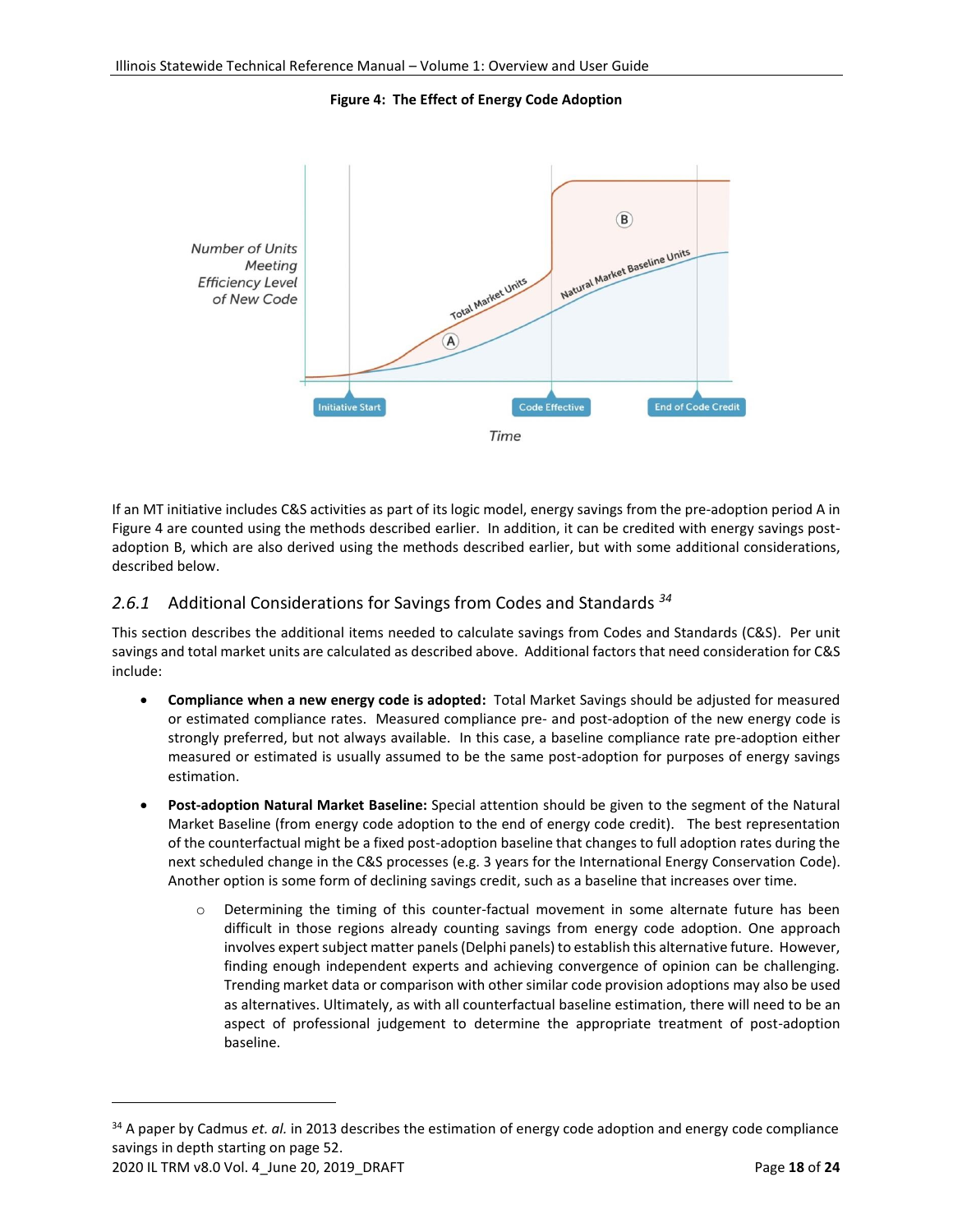**Figure 4: The Effect of Energy Code Adoption**

If an MT initiative includes C&S activities as part of its logic model, energy savings from the pre-adoption period A in Figure 4 are counted using the methods described earlier. In addition, it can be credited with energy savings post-adoption B, which are also derived using the methods described earlier, but with some additional considerations, described below.

### *2.6.1* Additional Considerations for Savings from Codes and Standards [34]

This section describes the additional items needed to calculate savings from Codes and Standards (C&S). Per unit savings and total market units are calculated as described above. Additional factors that need consideration for C&S include:

- **Compliance when a new energy code is adopted:** Total Market Savings should be adjusted for measured or estimated compliance rates. Measured compliance pre- and post-adoption of the new energy code is strongly preferred, but not always available. In this case, a baseline compliance rate pre-adoption either measured or estimated is usually assumed to be the same post-adoption for purposes of energy savings estimation.
- **Post-adoption Natural Market Baseline:** Special attention should be given to the segment of the Natural Market Baseline (from energy code adoption to the end of energy code credit). The best representation of the counterfactual might be a fixed post-adoption baseline that changes to full adoption rates during the next scheduled change in the C&S processes (e.g. 3 years for the International Energy Conservation Code). Another option is some form of declining savings credit, such as a baseline that increases over time.
    - Determining the timing of this counter-factual movement in some alternate future has been difficult in those regions already counting savings from energy code adoption. One approach involves expert subject matter panels (Delphi panels) to establish this alternative future. However, finding enough independent experts and achieving convergence of opinion can be challenging. Trending market data or comparison with other similar code provision adoptions may also be used as alternatives. Ultimately, as with all counterfactual baseline estimation, there will need to be an aspect of professional judgement to determine the appropriate treatment of post-adoption baseline.

---

[34] A paper by Cadmus *et. al.* in 2013 describes the estimation of energy code adoption and energy code compliance savings in depth starting on page 52.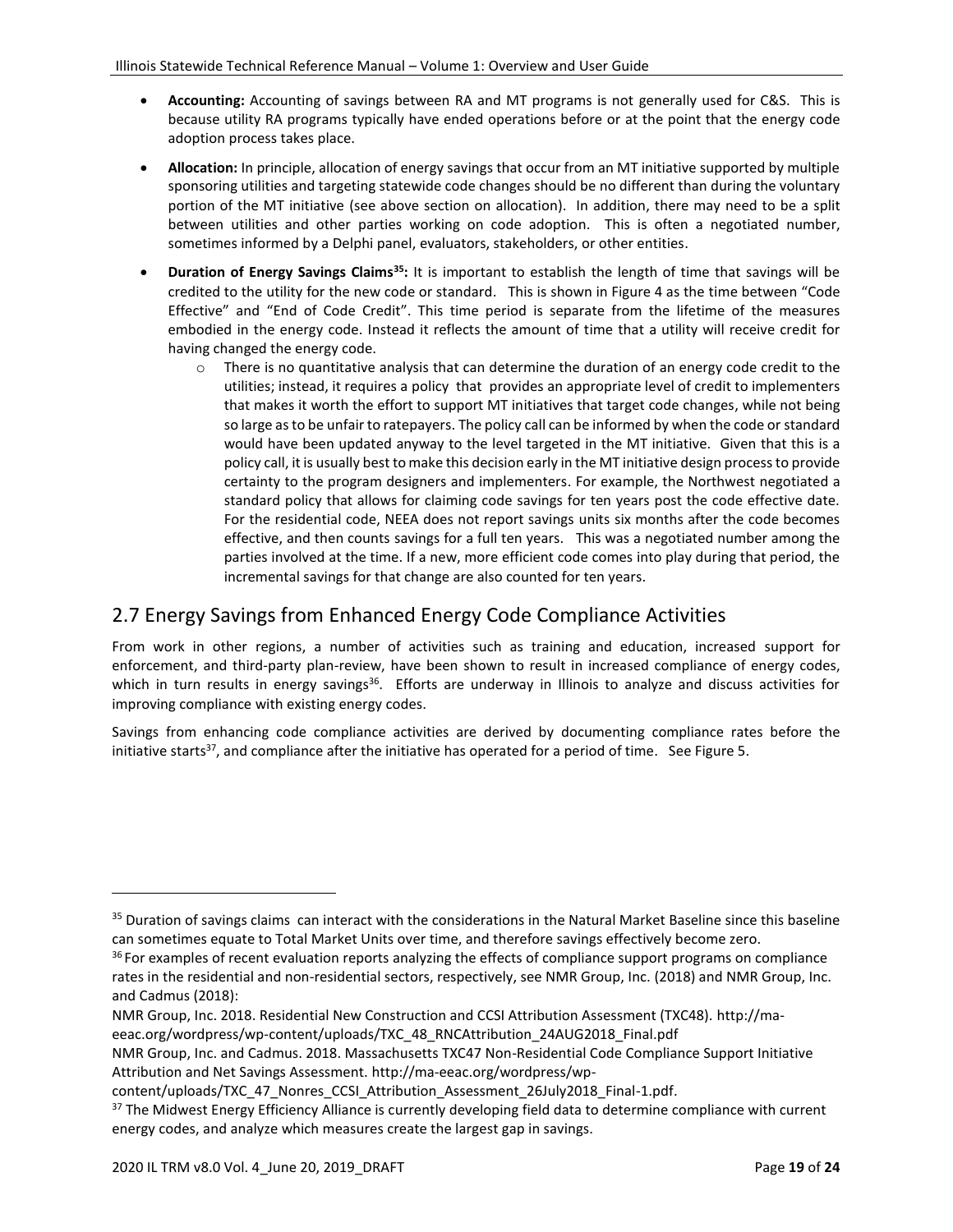- **Accounting:** Accounting of savings between RA and MT programs is not generally used for C&S. This is because utility RA programs typically have ended operations before or at the point that the energy code adoption process takes place.
- **Allocation:** In principle, allocation of energy savings that occur from an MT initiative supported by multiple sponsoring utilities and targeting statewide code changes should be no different than during the voluntary portion of the MT initiative (see above section on allocation). In addition, there may need to be a split between utilities and other parties working on code adoption. This is often a negotiated number, sometimes informed by a Delphi panel, evaluators, stakeholders, or other entities.
- **Duration of Energy Savings Claims[35]:** It is important to establish the length of time that savings will be credited to the utility for the new code or standard. This is shown in Figure 4 as the time between "Code Effective" and "End of Code Credit". This time period is separate from the lifetime of the measures embodied in the energy code. Instead it reflects the amount of time that a utility will receive credit for having changed the energy code.
  - There is no quantitative analysis that can determine the duration of an energy code credit to the utilities; instead, it requires a policy that provides an appropriate level of credit to implementers that makes it worth the effort to support MT initiatives that target code changes, while not being so large as to be unfair to ratepayers. The policy call can be informed by when the code or standard would have been updated anyway to the level targeted in the MT initiative. Given that this is a policy call, it is usually best to make this decision early in the MT initiative design process to provide certainty to the program designers and implementers. For example, the Northwest negotiated a standard policy that allows for claiming code savings for ten years post the code effective date. For the residential code, NEEA does not report savings units six months after the code becomes effective, and then counts savings for a full ten years. This was a negotiated number among the parties involved at the time. If a new, more efficient code comes into play during that period, the incremental savings for that change are also counted for ten years.

## 2.7 Energy Savings from Enhanced Energy Code Compliance Activities

From work in other regions, a number of activities such as training and education, increased support for enforcement, and third-party plan-review, have been shown to result in increased compliance of energy codes, which in turn results in energy savings[36]. Efforts are underway in Illinois to analyze and discuss activities for improving compliance with existing energy codes.

Savings from enhancing code compliance activities are derived by documenting compliance rates before the initiative starts[37], and compliance after the initiative has operated for a period of time. See Figure 5.

---

[35] Duration of savings claims can interact with the considerations in the Natural Market Baseline since this baseline can sometimes equate to Total Market Units over time, and therefore savings effectively become zero.

[36] For examples of recent evaluation reports analyzing the effects of compliance support programs on compliance rates in the residential and non-residential sectors, respectively, see NMR Group, Inc. (2018) and NMR Group, Inc. and Cadmus (2018):

NMR Group, Inc. 2018. Residential New Construction and CCSI Attribution Assessment (TXC48). http://ma-eeac.org/wordpress/wp-content/uploads/TXC_48_RNCAttribution_24AUG2018_Final.pdf

NMR Group, Inc. and Cadmus. 2018. Massachusetts TXC47 Non-Residential Code Compliance Support Initiative Attribution and Net Savings Assessment. http://ma-eeac.org/wordpress/wp-content/uploads/TXC_47_Nonres_CCSI_Attribution_Assessment_26July2018_Final-1.pdf.

[37] The Midwest Energy Efficiency Alliance is currently developing field data to determine compliance with current energy codes, and analyze which measures create the largest gap in savings.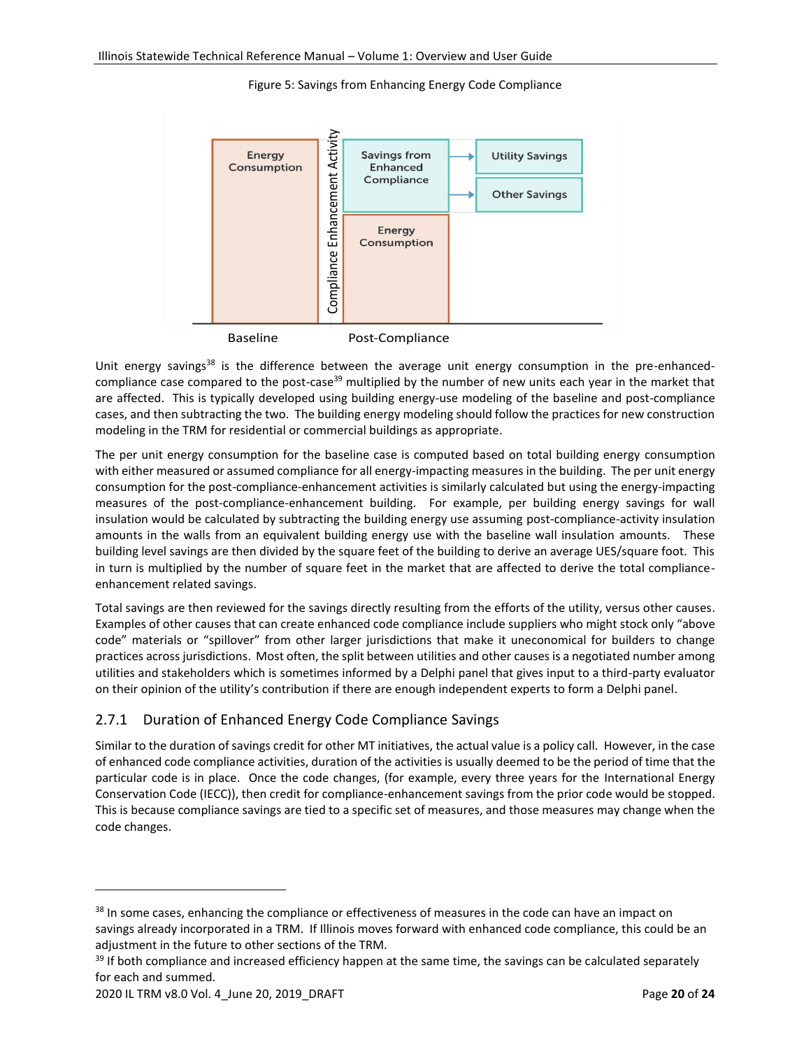Figure 5: Savings from Enhancing Energy Code Compliance

Unit energy savings[38] is the difference between the average unit energy consumption in the pre-enhanced-compliance case compared to the post-case[39] multiplied by the number of new units each year in the market that are affected. This is typically developed using building energy-use modeling of the baseline and post-compliance cases, and then subtracting the two. The building energy modeling should follow the practices for new construction modeling in the TRM for residential or commercial buildings as appropriate.

The per unit energy consumption for the baseline case is computed based on total building energy consumption with either measured or assumed compliance for all energy-impacting measures in the building. The per unit energy consumption for the post-compliance-enhancement activities is similarly calculated but using the energy-impacting measures of the post-compliance-enhancement building. For example, per building energy savings for wall insulation would be calculated by subtracting the building energy use assuming post-compliance-activity insulation amounts in the walls from an equivalent building energy use with the baseline wall insulation amounts. These building level savings are then divided by the square feet of the building to derive an average UES/square foot. This in turn is multiplied by the number of square feet in the market that are affected to derive the total compliance-enhancement related savings.

Total savings are then reviewed for the savings directly resulting from the efforts of the utility, versus other causes. Examples of other causes that can create enhanced code compliance include suppliers who might stock only "above code" materials or "spillover" from other larger jurisdictions that make it uneconomical for builders to change practices across jurisdictions. Most often, the split between utilities and other causes is a negotiated number among utilities and stakeholders which is sometimes informed by a Delphi panel that gives input to a third-party evaluator on their opinion of the utility's contribution if there are enough independent experts to form a Delphi panel.

### 2.7.1 Duration of Enhanced Energy Code Compliance Savings

Similar to the duration of savings credit for other MT initiatives, the actual value is a policy call. However, in the case of enhanced code compliance activities, duration of the activities is usually deemed to be the period of time that the particular code is in place. Once the code changes, (for example, every three years for the International Energy Conservation Code (IECC)), then credit for compliance-enhancement savings from the prior code would be stopped. This is because compliance savings are tied to a specific set of measures, and those measures may change when the code changes.

---

[38] In some cases, enhancing the compliance or effectiveness of measures in the code can have an impact on savings already incorporated in a TRM. If Illinois moves forward with enhanced code compliance, this could be an adjustment in the future to other sections of the TRM.

[39] If both compliance and increased efficiency happen at the same time, the savings can be calculated separately for each and summed.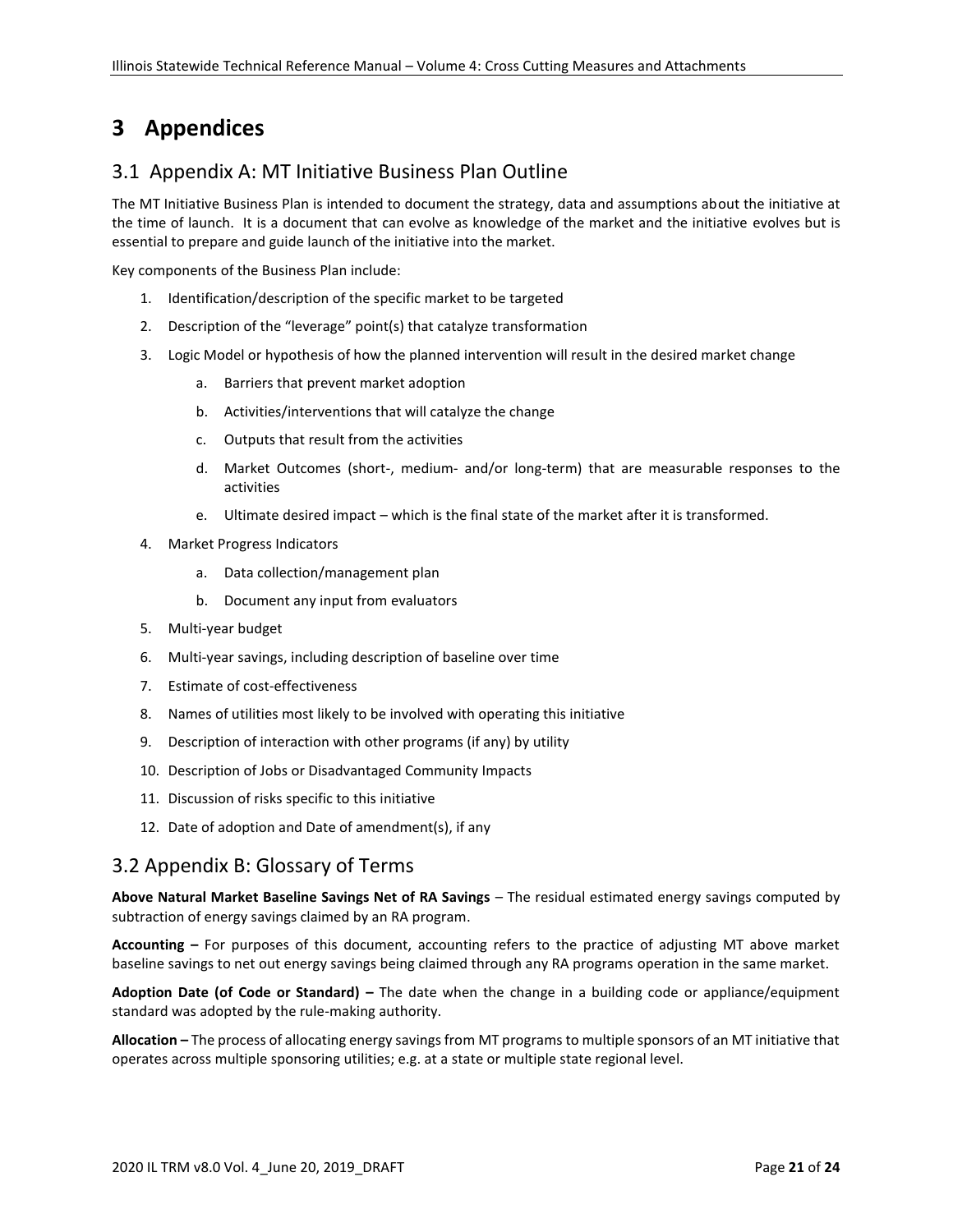# 3 Appendices

## 3.1 Appendix A: MT Initiative Business Plan Outline

The MT Initiative Business Plan is intended to document the strategy, data and assumptions about the initiative at the time of launch. It is a document that can evolve as knowledge of the market and the initiative evolves but is essential to prepare and guide launch of the initiative into the market.

Key components of the Business Plan include:

1. Identification/description of the specific market to be targeted
2. Description of the "leverage" point(s) that catalyze transformation
3. Logic Model or hypothesis of how the planned intervention will result in the desired market change
   a. Barriers that prevent market adoption
   b. Activities/interventions that will catalyze the change
   c. Outputs that result from the activities
   d. Market Outcomes (short-, medium- and/or long-term) that are measurable responses to the activities
   e. Ultimate desired impact – which is the final state of the market after it is transformed.
4. Market Progress Indicators
   a. Data collection/management plan
   b. Document any input from evaluators
5. Multi-year budget
6. Multi-year savings, including description of baseline over time
7. Estimate of cost-effectiveness
8. Names of utilities most likely to be involved with operating this initiative
9. Description of interaction with other programs (if any) by utility
10. Description of Jobs or Disadvantaged Community Impacts
11. Discussion of risks specific to this initiative
12. Date of adoption and Date of amendment(s), if any

## 3.2 Appendix B: Glossary of Terms

**Above Natural Market Baseline Savings Net of RA Savings** – The residual estimated energy savings computed by subtraction of energy savings claimed by an RA program.

**Accounting –** For purposes of this document, accounting refers to the practice of adjusting MT above market baseline savings to net out energy savings being claimed through any RA programs operation in the same market.

**Adoption Date (of Code or Standard) –** The date when the change in a building code or appliance/equipment standard was adopted by the rule-making authority.

**Allocation –** The process of allocating energy savings from MT programs to multiple sponsors of an MT initiative that operates across multiple sponsoring utilities; e.g. at a state or multiple state regional level.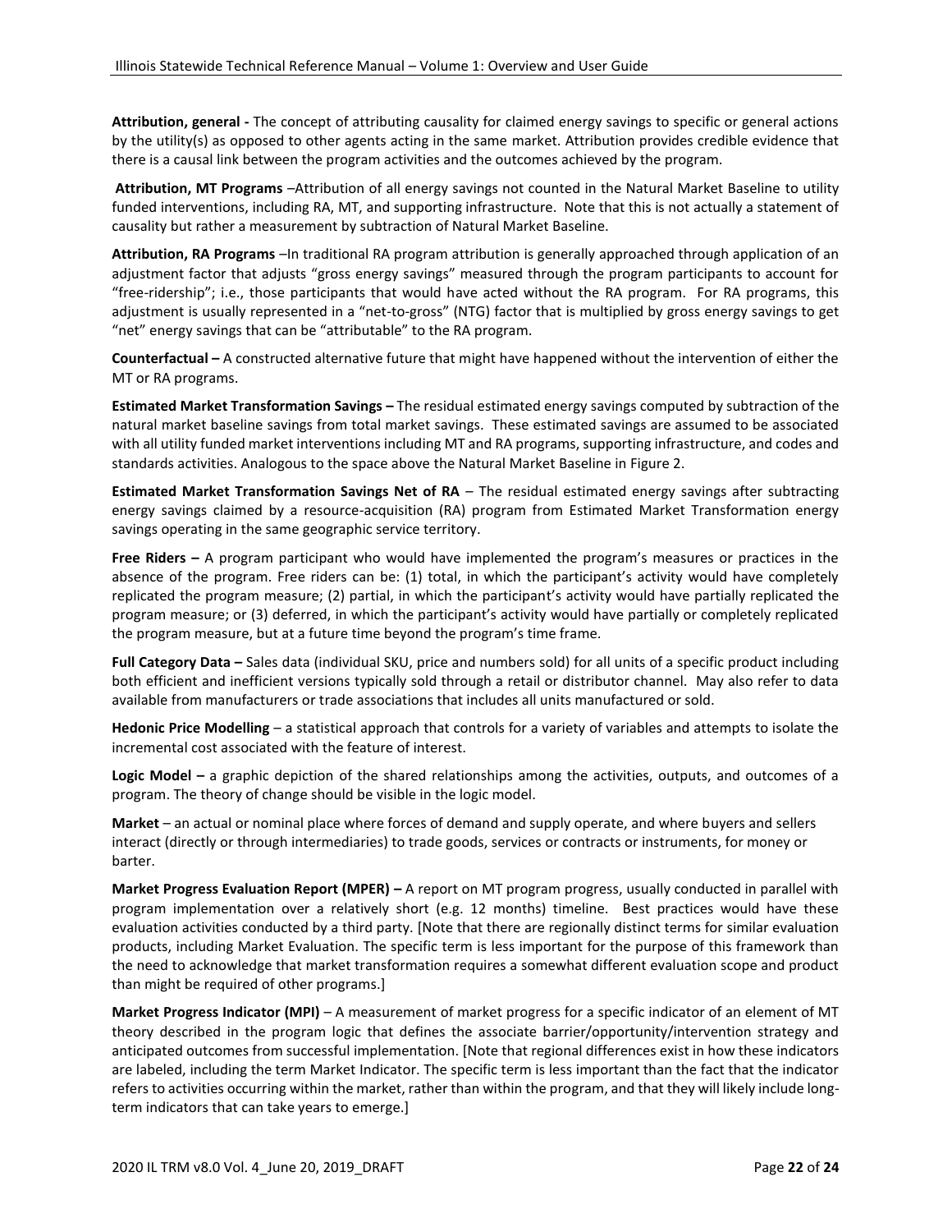**Attribution, general -** The concept of attributing causality for claimed energy savings to specific or general actions by the utility(s) as opposed to other agents acting in the same market. Attribution provides credible evidence that there is a causal link between the program activities and the outcomes achieved by the program.

**Attribution, MT Programs** –Attribution of all energy savings not counted in the Natural Market Baseline to utility funded interventions, including RA, MT, and supporting infrastructure. Note that this is not actually a statement of causality but rather a measurement by subtraction of Natural Market Baseline.

**Attribution, RA Programs** –In traditional RA program attribution is generally approached through application of an adjustment factor that adjusts "gross energy savings" measured through the program participants to account for "free-ridership"; i.e., those participants that would have acted without the RA program. For RA programs, this adjustment is usually represented in a "net-to-gross" (NTG) factor that is multiplied by gross energy savings to get "net" energy savings that can be "attributable" to the RA program.

**Counterfactual –** A constructed alternative future that might have happened without the intervention of either the MT or RA programs.

**Estimated Market Transformation Savings –** The residual estimated energy savings computed by subtraction of the natural market baseline savings from total market savings. These estimated savings are assumed to be associated with all utility funded market interventions including MT and RA programs, supporting infrastructure, and codes and standards activities. Analogous to the space above the Natural Market Baseline in Figure 2.

**Estimated Market Transformation Savings Net of RA** – The residual estimated energy savings after subtracting energy savings claimed by a resource-acquisition (RA) program from Estimated Market Transformation energy savings operating in the same geographic service territory.

**Free Riders –** A program participant who would have implemented the program's measures or practices in the absence of the program. Free riders can be: (1) total, in which the participant's activity would have completely replicated the program measure; (2) partial, in which the participant's activity would have partially replicated the program measure; or (3) deferred, in which the participant's activity would have partially or completely replicated the program measure, but at a future time beyond the program's time frame.

**Full Category Data –** Sales data (individual SKU, price and numbers sold) for all units of a specific product including both efficient and inefficient versions typically sold through a retail or distributor channel. May also refer to data available from manufacturers or trade associations that includes all units manufactured or sold.

**Hedonic Price Modelling** – a statistical approach that controls for a variety of variables and attempts to isolate the incremental cost associated with the feature of interest.

**Logic Model –** a graphic depiction of the shared relationships among the activities, outputs, and outcomes of a program. The theory of change should be visible in the logic model.

**Market** – an actual or nominal place where forces of demand and supply operate, and where buyers and sellers interact (directly or through intermediaries) to trade goods, services or contracts or instruments, for money or barter.

**Market Progress Evaluation Report (MPER) –** A report on MT program progress, usually conducted in parallel with program implementation over a relatively short (e.g. 12 months) timeline. Best practices would have these evaluation activities conducted by a third party. [Note that there are regionally distinct terms for similar evaluation products, including Market Evaluation. The specific term is less important for the purpose of this framework than the need to acknowledge that market transformation requires a somewhat different evaluation scope and product than might be required of other programs.]

**Market Progress Indicator (MPI)** – A measurement of market progress for a specific indicator of an element of MT theory described in the program logic that defines the associate barrier/opportunity/intervention strategy and anticipated outcomes from successful implementation. [Note that regional differences exist in how these indicators are labeled, including the term Market Indicator. The specific term is less important than the fact that the indicator refers to activities occurring within the market, rather than within the program, and that they will likely include long-term indicators that can take years to emerge.]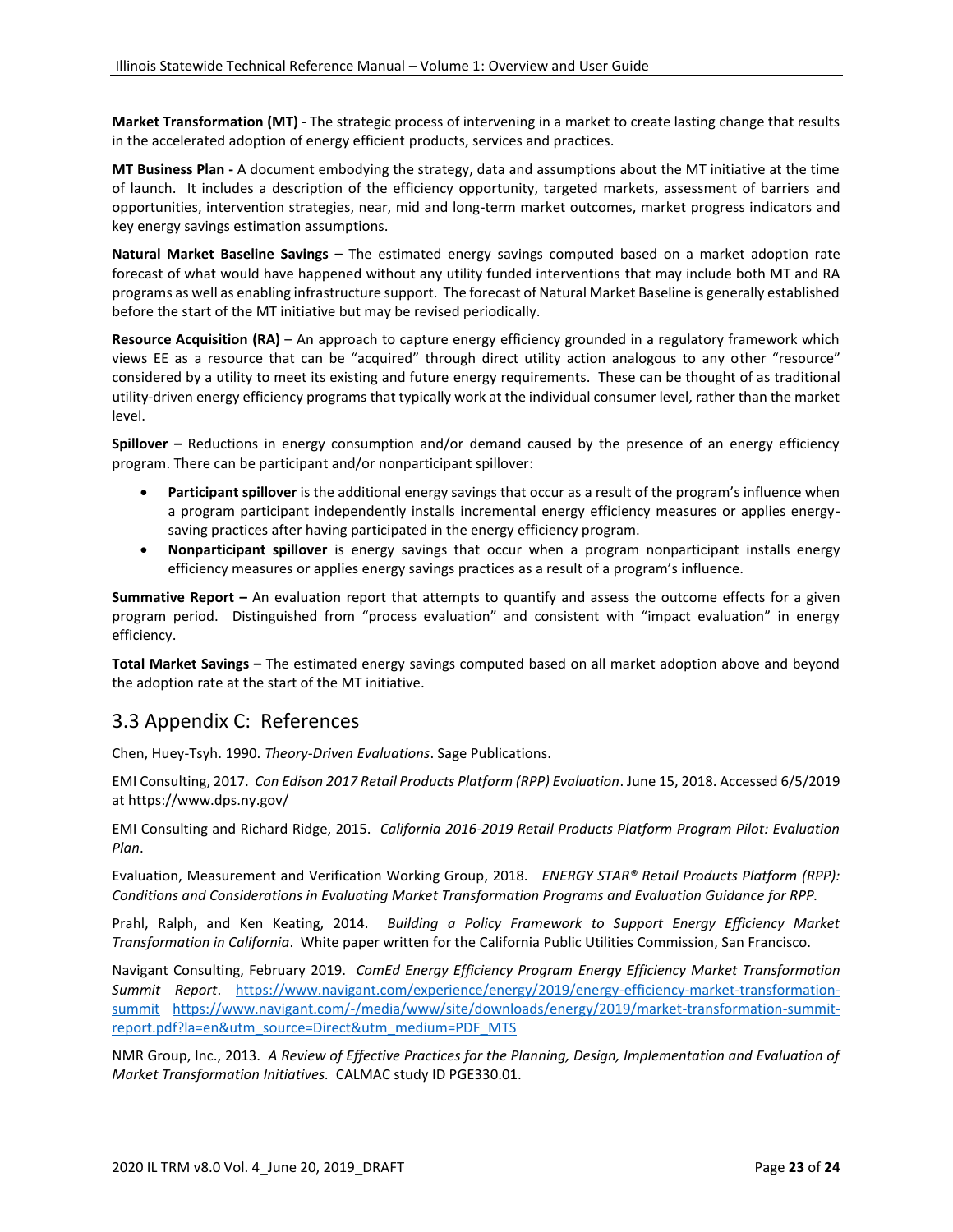**Market Transformation (MT)** - The strategic process of intervening in a market to create lasting change that results in the accelerated adoption of energy efficient products, services and practices.

**MT Business Plan -** A document embodying the strategy, data and assumptions about the MT initiative at the time of launch. It includes a description of the efficiency opportunity, targeted markets, assessment of barriers and opportunities, intervention strategies, near, mid and long-term market outcomes, market progress indicators and key energy savings estimation assumptions.

**Natural Market Baseline Savings –** The estimated energy savings computed based on a market adoption rate forecast of what would have happened without any utility funded interventions that may include both MT and RA programs as well as enabling infrastructure support. The forecast of Natural Market Baseline is generally established before the start of the MT initiative but may be revised periodically.

**Resource Acquisition (RA)** – An approach to capture energy efficiency grounded in a regulatory framework which views EE as a resource that can be "acquired" through direct utility action analogous to any other "resource" considered by a utility to meet its existing and future energy requirements. These can be thought of as traditional utility-driven energy efficiency programs that typically work at the individual consumer level, rather than the market level.

**Spillover –** Reductions in energy consumption and/or demand caused by the presence of an energy efficiency program. There can be participant and/or nonparticipant spillover:

- **Participant spillover** is the additional energy savings that occur as a result of the program's influence when a program participant independently installs incremental energy efficiency measures or applies energy-saving practices after having participated in the energy efficiency program.
- **Nonparticipant spillover** is energy savings that occur when a program nonparticipant installs energy efficiency measures or applies energy savings practices as a result of a program's influence.

**Summative Report –** An evaluation report that attempts to quantify and assess the outcome effects for a given program period. Distinguished from "process evaluation" and consistent with "impact evaluation" in energy efficiency.

**Total Market Savings –** The estimated energy savings computed based on all market adoption above and beyond the adoption rate at the start of the MT initiative.

## 3.3 Appendix C: References

Chen, Huey-Tsyh. 1990. *Theory-Driven Evaluations*. Sage Publications.

EMI Consulting, 2017. *Con Edison 2017 Retail Products Platform (RPP) Evaluation*. June 15, 2018. Accessed 6/5/2019 at https://www.dps.ny.gov/

EMI Consulting and Richard Ridge, 2015. *California 2016-2019 Retail Products Platform Program Pilot: Evaluation Plan*.

Evaluation, Measurement and Verification Working Group, 2018. *ENERGY STAR® Retail Products Platform (RPP): Conditions and Considerations in Evaluating Market Transformation Programs and Evaluation Guidance for RPP.*

Prahl, Ralph, and Ken Keating, 2014. *Building a Policy Framework to Support Energy Efficiency Market Transformation in California*. White paper written for the California Public Utilities Commission, San Francisco.

Navigant Consulting, February 2019. *ComEd Energy Efficiency Program Energy Efficiency Market Transformation Summit Report*. https://www.navigant.com/experience/energy/2019/energy-efficiency-market-transformation-summit https://www.navigant.com/-/media/www/site/downloads/energy/2019/market-transformation-summit-report.pdf?la=en&utm_source=Direct&utm_medium=PDF_MTS

NMR Group, Inc., 2013. *A Review of Effective Practices for the Planning, Design, Implementation and Evaluation of Market Transformation Initiatives.* CALMAC study ID PGE330.01.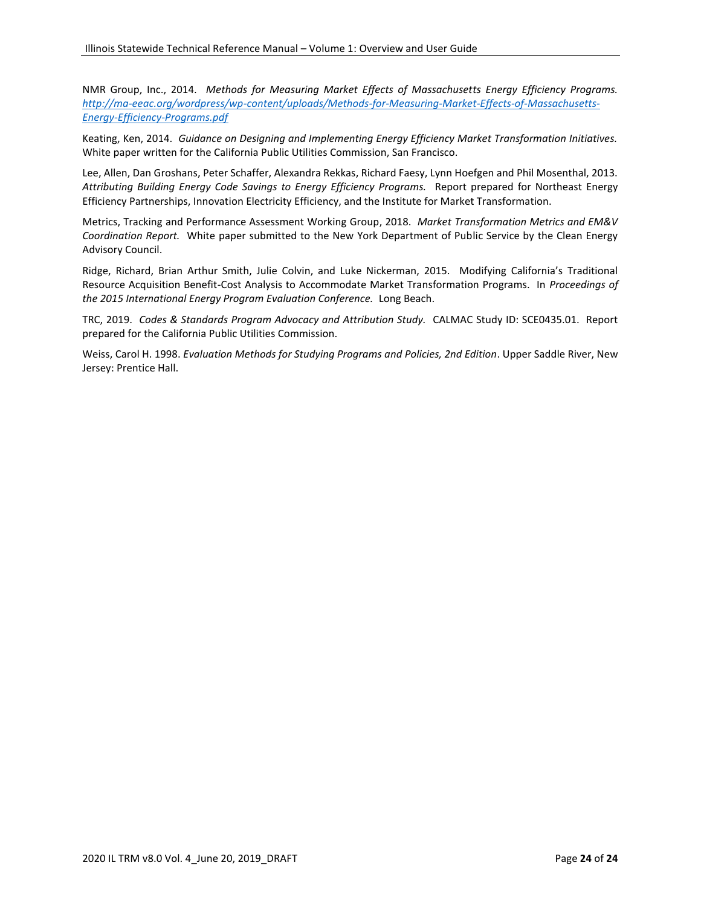NMR Group, Inc., 2014. *Methods for Measuring Market Effects of Massachusetts Energy Efficiency Programs.* [http://ma-eeac.org/wordpress/wp-content/uploads/Methods-for-Measuring-Market-Effects-of-Massachusetts-Energy-Efficiency-Programs.pdf](http://ma-eeac.org/wordpress/wp-content/uploads/Methods-for-Measuring-Market-Effects-of-Massachusetts-Energy-Efficiency-Programs.pdf)

Keating, Ken, 2014. *Guidance on Designing and Implementing Energy Efficiency Market Transformation Initiatives.* White paper written for the California Public Utilities Commission, San Francisco.

Lee, Allen, Dan Groshans, Peter Schaffer, Alexandra Rekkas, Richard Faesy, Lynn Hoefgen and Phil Mosenthal, 2013. *Attributing Building Energy Code Savings to Energy Efficiency Programs.* Report prepared for Northeast Energy Efficiency Partnerships, Innovation Electricity Efficiency, and the Institute for Market Transformation.

Metrics, Tracking and Performance Assessment Working Group, 2018. *Market Transformation Metrics and EM&V Coordination Report.* White paper submitted to the New York Department of Public Service by the Clean Energy Advisory Council.

Ridge, Richard, Brian Arthur Smith, Julie Colvin, and Luke Nickerman, 2015. Modifying California's Traditional Resource Acquisition Benefit-Cost Analysis to Accommodate Market Transformation Programs. In *Proceedings of the 2015 International Energy Program Evaluation Conference.* Long Beach.

TRC, 2019. *Codes & Standards Program Advocacy and Attribution Study.* CALMAC Study ID: SCE0435.01. Report prepared for the California Public Utilities Commission.

Weiss, Carol H. 1998. *Evaluation Methods for Studying Programs and Policies, 2nd Edition*. Upper Saddle River, New Jersey: Prentice Hall.